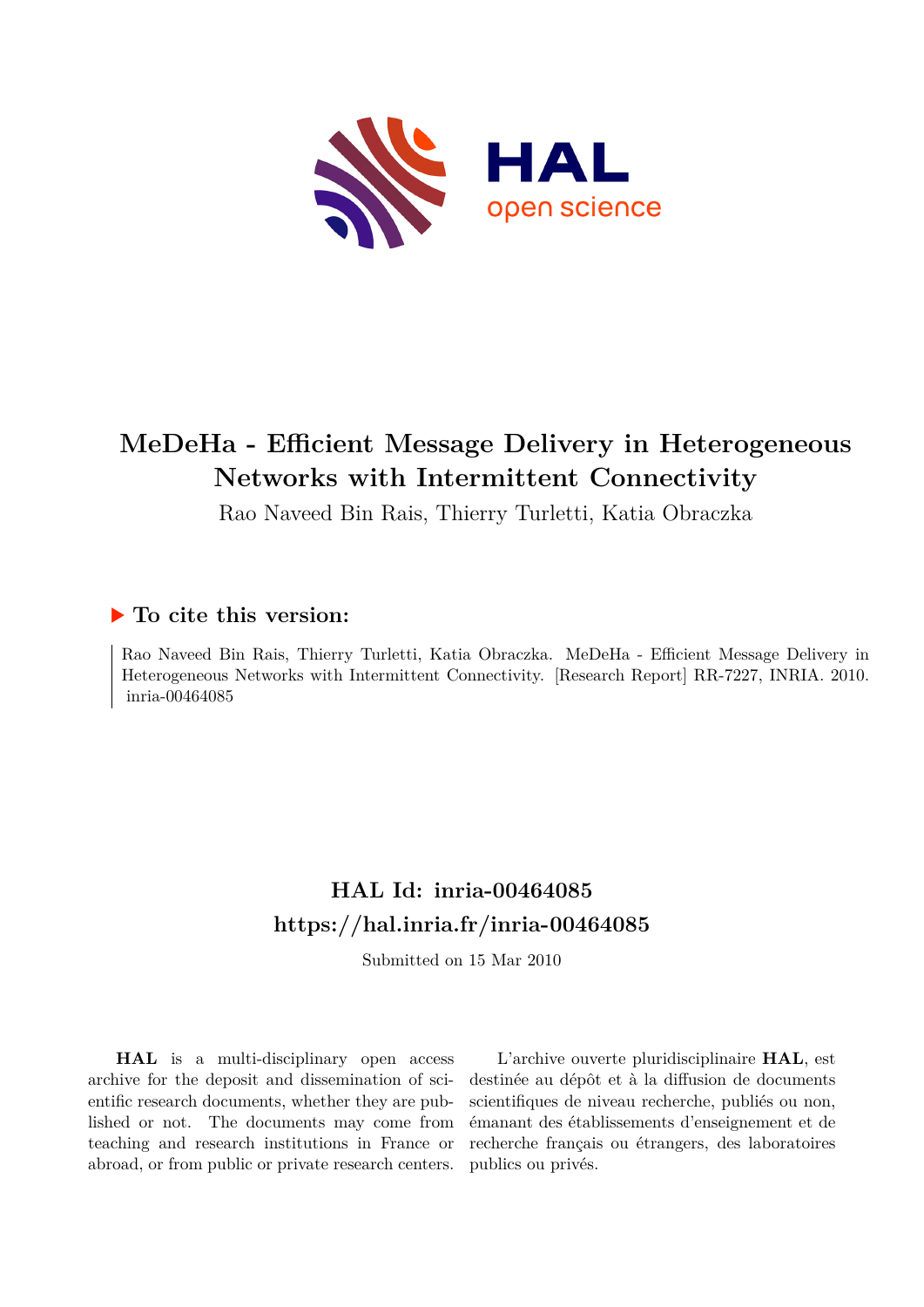# MeDeHa - Efficient Message Delivery in Heterogeneous Networks with Intermittent Connectivity

Rao Naveed Bin Rais, Thierry Turletti, Katia Obraczka

## To cite this version:

Rao Naveed Bin Rais, Thierry Turletti, Katia Obraczka. MeDeHa - Efficient Message Delivery in Heterogeneous Networks with Intermittent Connectivity. [Research Report] RR-7227, INRIA. 2010. inria-00464085

## HAL Id: inria-00464085
## https://hal.inria.fr/inria-00464085

Submitted on 15 Mar 2010

**HAL** is a multi-disciplinary open access archive for the deposit and dissemination of scientific research documents, whether they are published or not. The documents may come from teaching and research institutions in France or abroad, or from public or private research centers.

L'archive ouverte pluridisciplinaire **HAL**, est destinée au dépôt et à la diffusion de documents scientifiques de niveau recherche, publiés ou non, émanant des établissements d'enseignement et de recherche français ou étrangers, des laboratoires publics ou privés.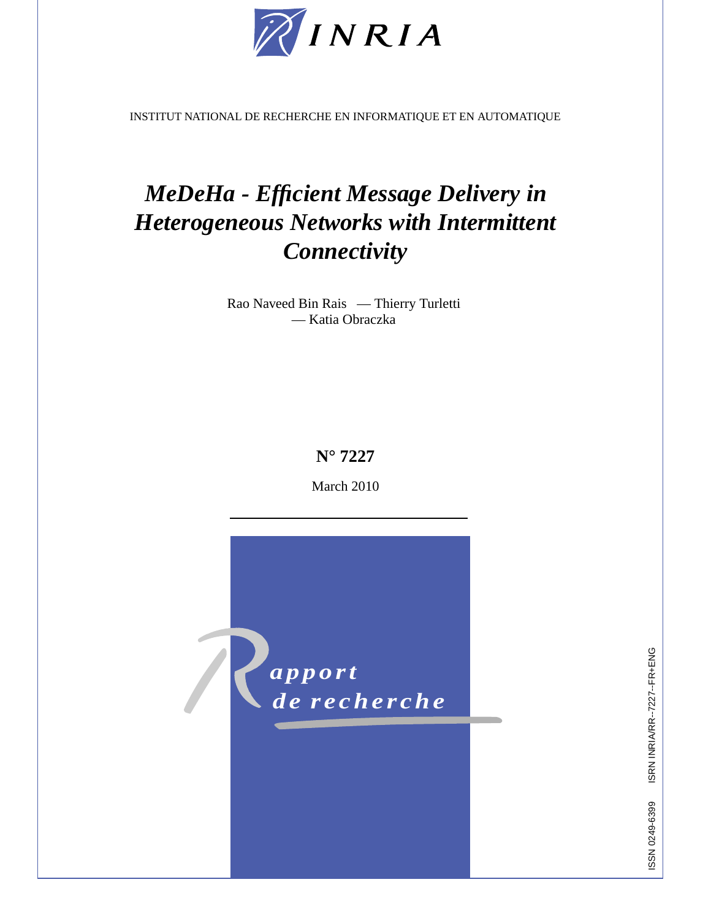INSTITUT NATIONAL DE RECHERCHE EN INFORMATIQUE ET EN AUTOMATIQUE

# *MeDeHa - Efficient Message Delivery in Heterogeneous Networks with Intermittent Connectivity*

Rao Naveed Bin Rais — Thierry Turletti — Katia Obraczka

**N° 7227**

March 2010

*Rapport de recherche*

ISSN 0249-6399 ISRN INRIA/RR--7227--FR+ENG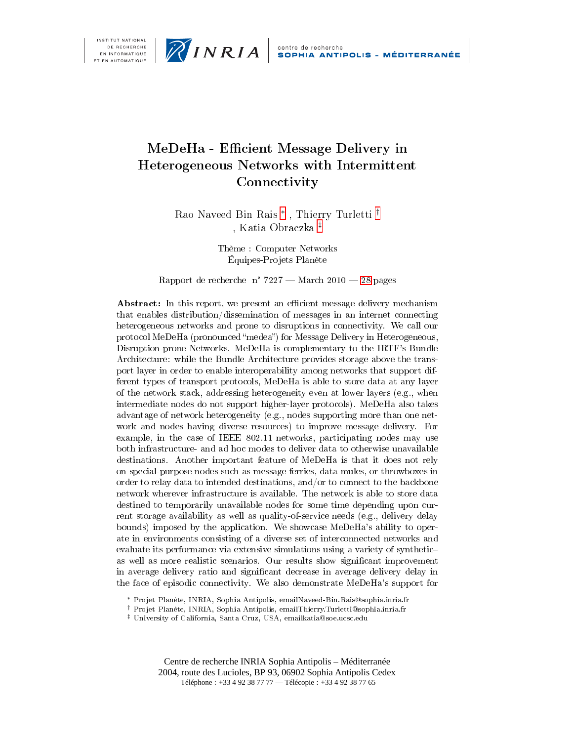INSTITUT NATIONAL DE RECHERCHE EN INFORMATIQUE ET EN AUTOMATIQUE

INRIA

centre de recherche SOPHIA ANTIPOLIS - MÉDITERRANÉE

# MeDeHa - Efficient Message Delivery in Heterogeneous Networks with Intermittent Connectivity

Rao Naveed Bin Rais [*] , Thierry Turletti [†] , Katia Obraczka [‡]

Thème : Computer Networks
Équipes-Projets Planète

Rapport de recherche n° 7227 — March 2010 — 28 pages

**Abstract:** In this report, we present an efficient message delivery mechanism that enables distribution/dissemination of messages in an internet connecting heterogeneous networks and prone to disruptions in connectivity. We call our protocol MeDeHa (pronounced "medea") for Message Delivery in Heterogeneous, Disruption-prone Networks. MeDeHa is complementary to the IRTF's Bundle Architecture: while the Bundle Architecture provides storage above the transport layer in order to enable interoperability among networks that support different types of transport protocols, MeDeHa is able to store data at any layer of the network stack, addressing heterogeneity even at lower layers (e.g., when intermediate nodes do not support higher-layer protocols). MeDeHa also takes advantage of network heterogeneity (e.g., nodes supporting more than one network and nodes having diverse resources) to improve message delivery. For example, in the case of IEEE 802.11 networks, participating nodes may use both infrastructure- and ad hoc modes to deliver data to otherwise unavailable destinations. Another important feature of MeDeHa is that it does not rely on special-purpose nodes such as message ferries, data mules, or throwboxes in order to relay data to intended destinations, and/or to connect to the backbone network wherever infrastructure is available. The network is able to store data destined to temporarily unavailable nodes for some time depending upon current storage availability as well as quality-of-service needs (e.g., delivery delay bounds) imposed by the application. We showcase MeDeHa's ability to operate in environments consisting of a diverse set of interconnected networks and evaluate its performance via extensive simulations using a variety of synthetic– as well as more realistic scenarios. Our results show significant improvement in average delivery ratio and significant decrease in average delivery delay in the face of episodic connectivity. We also demonstrate MeDeHa's support for

[*] Projet Planète, INRIA, Sophia Antipolis, emailNaveed-Bin.Rais@sophia.inria.fr
[†] Projet Planète, INRIA, Sophia Antipolis, emailThierry.Turletti@sophia.inria.fr
[‡] University of California, Santa Cruz, USA, emailkatia@soe.ucsc.edu

Centre de recherche INRIA Sophia Antipolis – Méditerranée
2004, route des Lucioles, BP 93, 06902 Sophia Antipolis Cedex
Téléphone : +33 4 92 38 77 77 — Télécopie : +33 4 92 38 77 65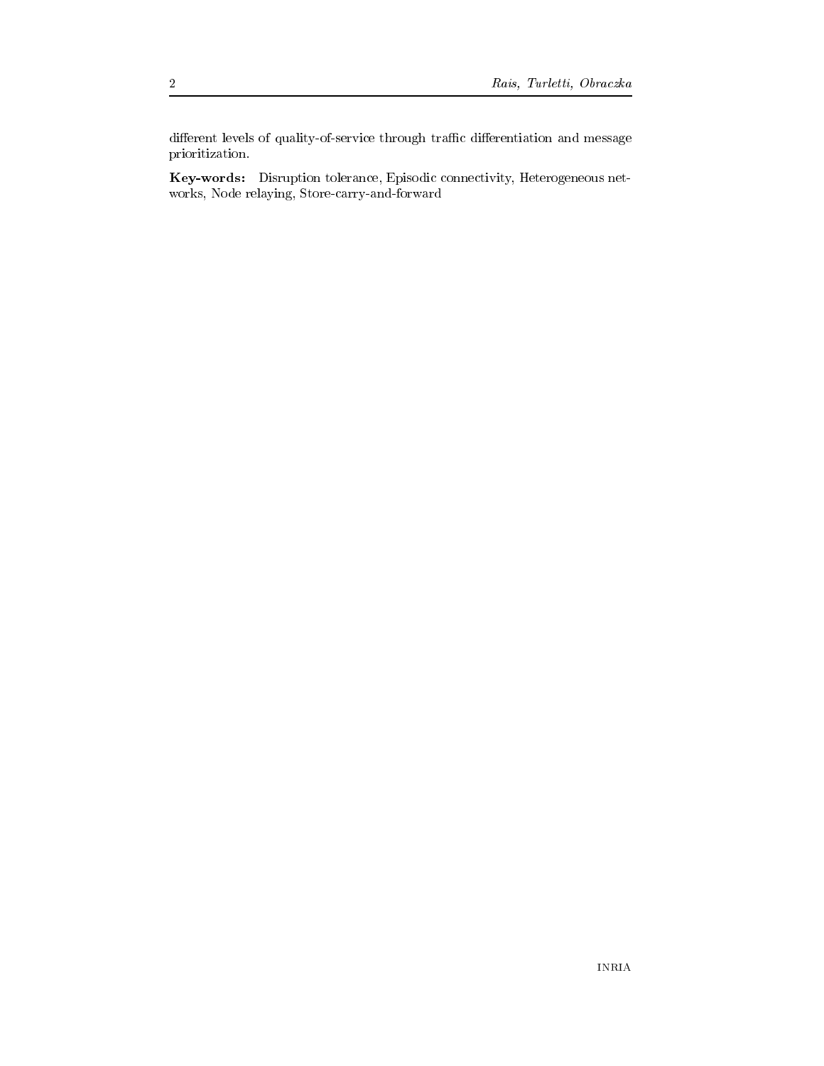different levels of quality-of-service through traffic differentiation and message prioritization.

**Key-words:** Disruption tolerance, Episodic connectivity, Heterogeneous networks, Node relaying, Store-carry-and-forward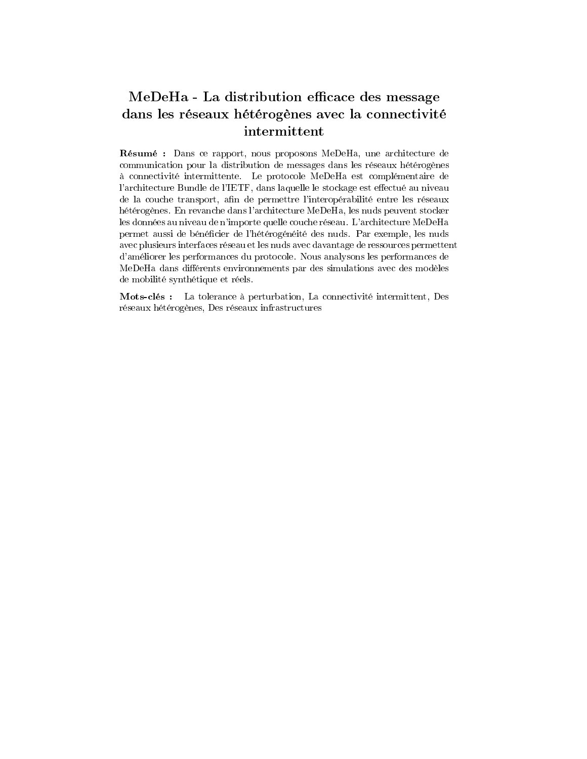# MeDeHa - La distribution efficace des message dans les réseaux hétérogènes avec la connectivité intermittent

**Résumé :** Dans ce rapport, nous proposons MeDeHa, une architecture de communication pour la distribution de messages dans les réseaux hétérogènes à connectivité intermittente. Le protocole MeDeHa est complémentaire de l'architecture Bundle de l'IETF, dans laquelle le stockage est effectué au niveau de la couche transport, afin de permettre l'interopérabilité entre les réseaux hétérogènes. En revanche dans l'architecture MeDeHa, les nuds peuvent stocker les données au niveau de n'importe quelle couche réseau. L'architecture MeDeHa permet aussi de bénéficier de l'hétérogénéité des nuds. Par exemple, les nuds avec plusieurs interfaces réseau et les nuds avec davantage de ressources permettent d'améliorer les performances du protocole. Nous analysons les performances de MeDeHa dans différents environnements par des simulations avec des modèles de mobilité synthétique et réels.

**Mots-clés :** La tolerance à perturbation, La connectivité intermittent, Des réseaux hétérogènes, Des réseaux infrastructures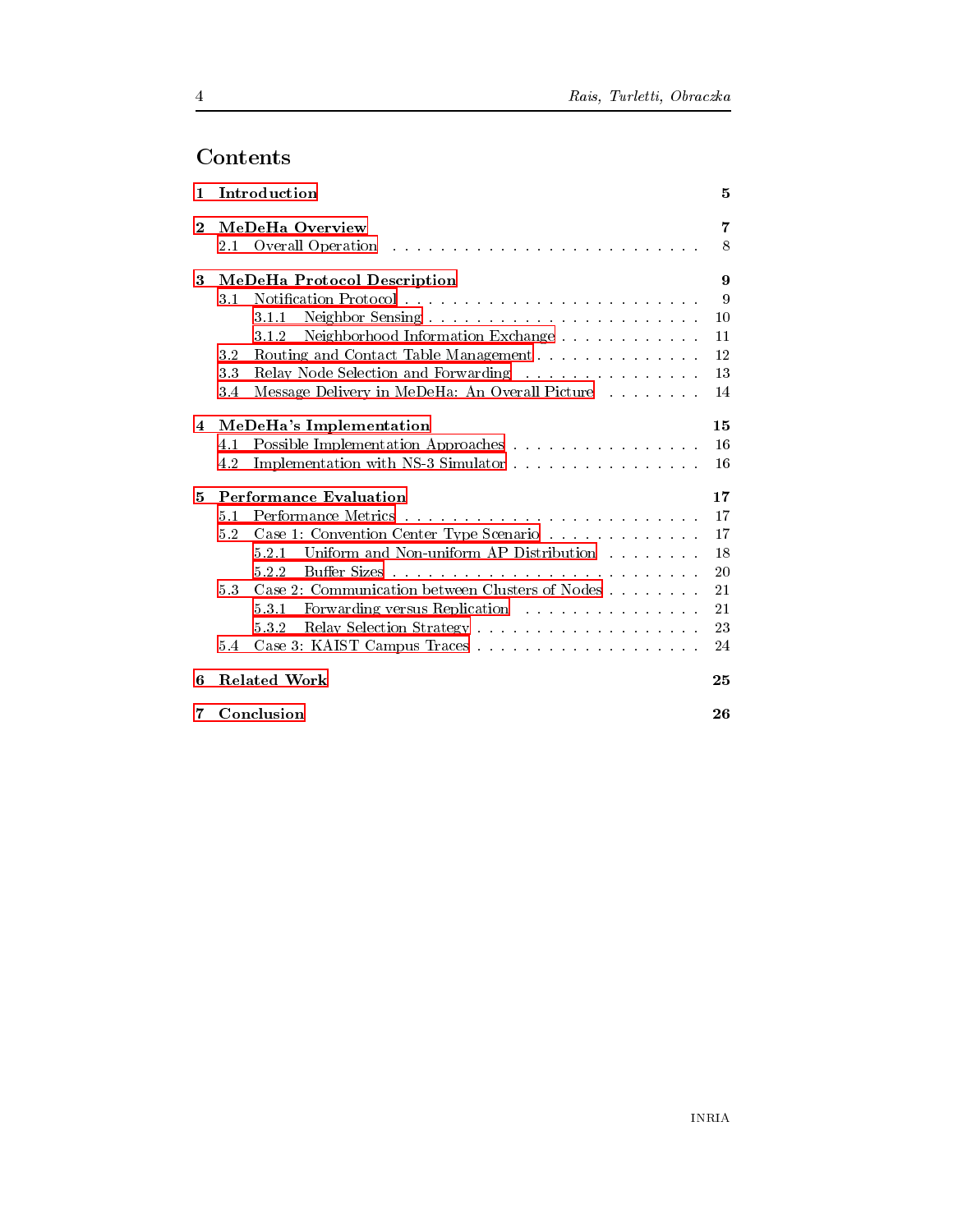# Contents

**1 Introduction** **5**

**2 MeDeHa Overview** **7**
- 2.1 Overall Operation . . . 8

**3 MeDeHa Protocol Description** **9**
- 3.1 Notification Protocol . . . 9
  - 3.1.1 Neighbor Sensing . . . 10
  - 3.1.2 Neighborhood Information Exchange . . . 11
- 3.2 Routing and Contact Table Management . . . 12
- 3.3 Relay Node Selection and Forwarding . . . 13
- 3.4 Message Delivery in MeDeHa: An Overall Picture . . . 14

**4 MeDeHa's Implementation** **15**
- 4.1 Possible Implementation Approaches . . . 16
- 4.2 Implementation with NS-3 Simulator . . . 16

**5 Performance Evaluation** **17**
- 5.1 Performance Metrics . . . 17
- 5.2 Case 1: Convention Center Type Scenario . . . 17
  - 5.2.1 Uniform and Non-uniform AP Distribution . . . 18
  - 5.2.2 Buffer Sizes . . . 20
- 5.3 Case 2: Communication between Clusters of Nodes . . . 21
  - 5.3.1 Forwarding versus Replication . . . 21
  - 5.3.2 Relay Selection Strategy . . . 23
- 5.4 Case 3: KAIST Campus Traces . . . 24

**6 Related Work** **25**

**7 Conclusion** **26**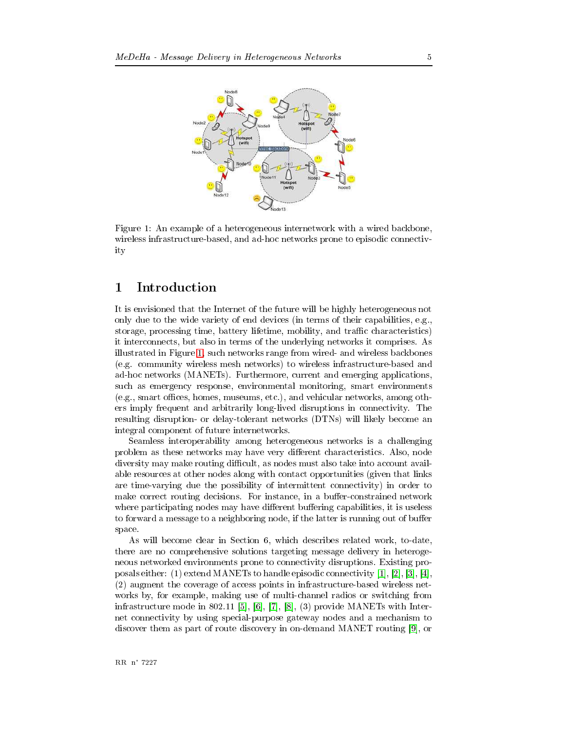Figure 1: An example of a heterogeneous internetwork with a wired backbone, wireless infrastructure-based, and ad-hoc networks prone to episodic connectivity

# 1 Introduction

It is envisioned that the Internet of the future will be highly heterogeneous not only due to the wide variety of end devices (in terms of their capabilities, e.g., storage, processing time, battery lifetime, mobility, and traffic characteristics) it interconnects, but also in terms of the underlying networks it comprises. As illustrated in Figure 1, such networks range from wired- and wireless backbones (e.g. community wireless mesh networks) to wireless infrastructure-based and ad-hoc networks (MANETs). Furthermore, current and emerging applications, such as emergency response, environmental monitoring, smart environments (e.g., smart offices, homes, museums, etc.), and vehicular networks, among others imply frequent and arbitrarily long-lived disruptions in connectivity. The resulting disruption- or delay-tolerant networks (DTNs) will likely become an integral component of future internetworks.

Seamless interoperability among heterogeneous networks is a challenging problem as these networks may have very different characteristics. Also, node diversity may make routing difficult, as nodes must also take into account available resources at other nodes along with contact opportunities (given that links are time-varying due the possibility of intermittent connectivity) in order to make correct routing decisions. For instance, in a buffer-constrained network where participating nodes may have different buffering capabilities, it is useless to forward a message to a neighboring node, if the latter is running out of buffer space.

As will become clear in Section 6, which describes related work, to-date, there are no comprehensive solutions targeting message delivery in heterogeneous networked environments prone to connectivity disruptions. Existing proposals either: (1) extend MANETs to handle episodic connectivity [1], [2], [3], [4], (2) augment the coverage of access points in infrastructure-based wireless networks by, for example, making use of multi-channel radios or switching from infrastructure mode in 802.11 [5], [6], [7], [8], (3) provide MANETs with Internet connectivity by using special-purpose gateway nodes and a mechanism to discover them as part of route discovery in on-demand MANET routing [9], or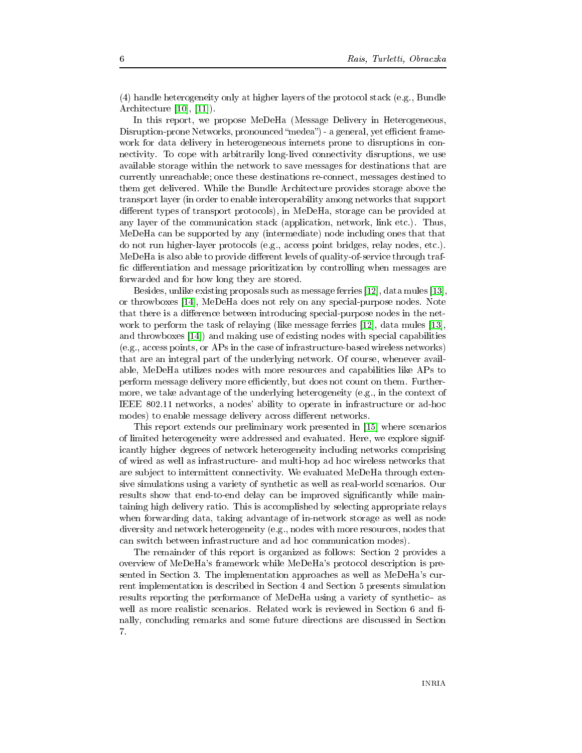(4) handle heterogeneity only at higher layers of the protocol stack (e.g., Bundle Architecture [10], [11]).

In this report, we propose MeDeHa (Message Delivery in Heterogeneous, Disruption-prone Networks, pronounced "medea") - a general, yet efficient framework for data delivery in heterogeneous internets prone to disruptions in connectivity. To cope with arbitrarily long-lived connectivity disruptions, we use available storage within the network to save messages for destinations that are currently unreachable; once these destinations re-connect, messages destined to them get delivered. While the Bundle Architecture provides storage above the transport layer (in order to enable interoperability among networks that support different types of transport protocols), in MeDeHa, storage can be provided at any layer of the communication stack (application, network, link etc.). Thus, MeDeHa can be supported by any (intermediate) node including ones that that do not run higher-layer protocols (e.g., access point bridges, relay nodes, etc.). MeDeHa is also able to provide different levels of quality-of-service through traffic differentiation and message prioritization by controlling when messages are forwarded and for how long they are stored.

Besides, unlike existing proposals such as message ferries [12], data mules [13], or throwboxes [14], MeDeHa does not rely on any special-purpose nodes. Note that there is a difference between introducing special-purpose nodes in the network to perform the task of relaying (like message ferries [12], data mules [13], and throwboxes [14]) and making use of existing nodes with special capabilities (e.g., access points, or APs in the case of infrastructure-based wireless networks) that are an integral part of the underlying network. Of course, whenever available, MeDeHa utilizes nodes with more resources and capabilities like APs to perform message delivery more efficiently, but does not count on them. Furthermore, we take advantage of the underlying heterogeneity (e.g., in the context of IEEE 802.11 networks, a nodes' ability to operate in infrastructure or ad-hoc modes) to enable message delivery across different networks.

This report extends our preliminary work presented in [15] where scenarios of limited heterogeneity were addressed and evaluated. Here, we explore significantly higher degrees of network heterogeneity including networks comprising of wired as well as infrastructure- and multi-hop ad hoc wireless networks that are subject to intermittent connectivity. We evaluated MeDeHa through extensive simulations using a variety of synthetic as well as real-world scenarios. Our results show that end-to-end delay can be improved significantly while maintaining high delivery ratio. This is accomplished by selecting appropriate relays when forwarding data, taking advantage of in-network storage as well as node diversity and network heterogeneity (e.g., nodes with more resources, nodes that can switch between infrastructure and ad hoc communication modes).

The remainder of this report is organized as follows: Section 2 provides a overview of MeDeHa's framework while MeDeHa's protocol description is presented in Section 3. The implementation approaches as well as MeDeHa's current implementation is described in Section 4 and Section 5 presents simulation results reporting the performance of MeDeHa using a variety of synthetic– as well as more realistic scenarios. Related work is reviewed in Section 6 and finally, concluding remarks and some future directions are discussed in Section 7.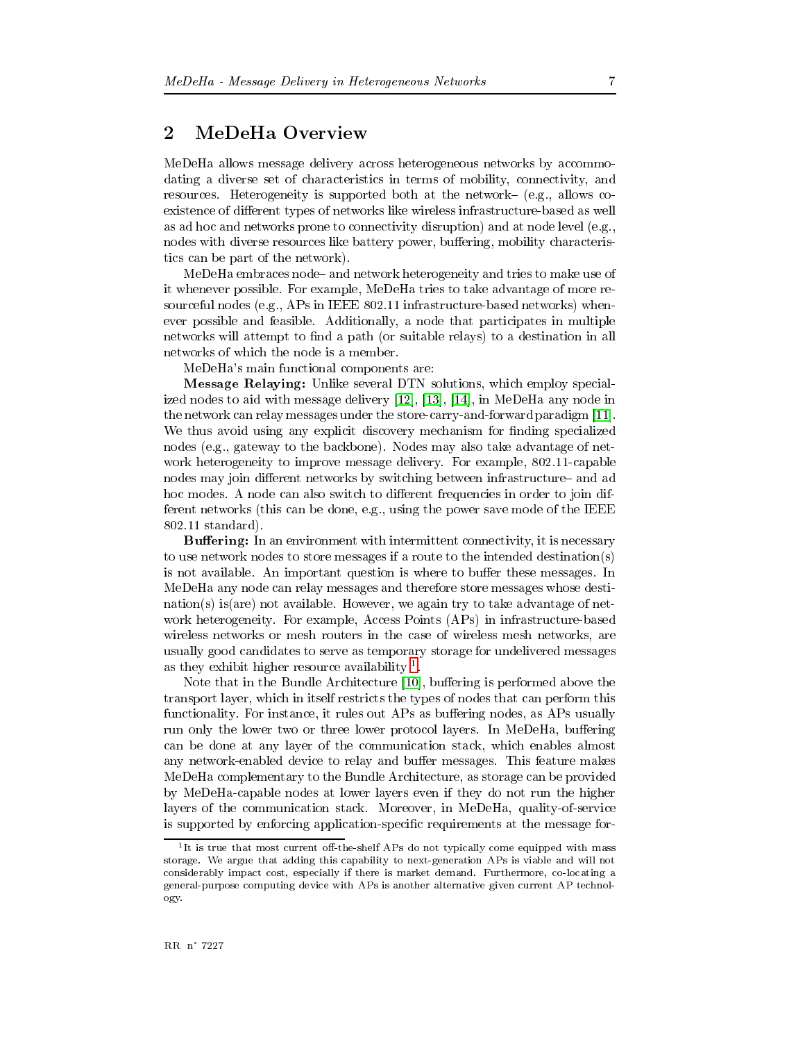## 2 MeDeHa Overview

MeDeHa allows message delivery across heterogeneous networks by accommodating a diverse set of characteristics in terms of mobility, connectivity, and resources. Heterogeneity is supported both at the network– (e.g., allows coexistence of different types of networks like wireless infrastructure-based as well as ad hoc and networks prone to connectivity disruption) and at node level (e.g., nodes with diverse resources like battery power, buffering, mobility characteristics can be part of the network).

MeDeHa embraces node– and network heterogeneity and tries to make use of it whenever possible. For example, MeDeHa tries to take advantage of more resourceful nodes (e.g., APs in IEEE 802.11 infrastructure-based networks) whenever possible and feasible. Additionally, a node that participates in multiple networks will attempt to find a path (or suitable relays) to a destination in all networks of which the node is a member.

MeDeHa's main functional components are:

**Message Relaying:** Unlike several DTN solutions, which employ specialized nodes to aid with message delivery [12], [13], [14], in MeDeHa any node in the network can relay messages under the store-carry-and-forward paradigm [11]. We thus avoid using any explicit discovery mechanism for finding specialized nodes (e.g., gateway to the backbone). Nodes may also take advantage of network heterogeneity to improve message delivery. For example, 802.11-capable nodes may join different networks by switching between infrastructure– and ad hoc modes. A node can also switch to different frequencies in order to join different networks (this can be done, e.g., using the power save mode of the IEEE 802.11 standard).

**Buffering:** In an environment with intermittent connectivity, it is necessary to use network nodes to store messages if a route to the intended destination(s) is not available. An important question is where to buffer these messages. In MeDeHa any node can relay messages and therefore store messages whose destination(s) is(are) not available. However, we again try to take advantage of network heterogeneity. For example, Access Points (APs) in infrastructure-based wireless networks or mesh routers in the case of wireless mesh networks, are usually good candidates to serve as temporary storage for undelivered messages as they exhibit higher resource availability [1].

Note that in the Bundle Architecture [10], buffering is performed above the transport layer, which in itself restricts the types of nodes that can perform this functionality. For instance, it rules out APs as buffering nodes, as APs usually run only the lower two or three lower protocol layers. In MeDeHa, buffering can be done at any layer of the communication stack, which enables almost any network-enabled device to relay and buffer messages. This feature makes MeDeHa complementary to the Bundle Architecture, as storage can be provided by MeDeHa-capable nodes at lower layers even if they do not run the higher layers of the communication stack. Moreover, in MeDeHa, quality-of-service is supported by enforcing application-specific requirements at the message for-

[1] It is true that most current off-the-shelf APs do not typically come equipped with mass storage. We argue that adding this capability to next-generation APs is viable and will not considerably impact cost, especially if there is market demand. Furthermore, co-locating a general-purpose computing device with APs is another alternative given current AP technology.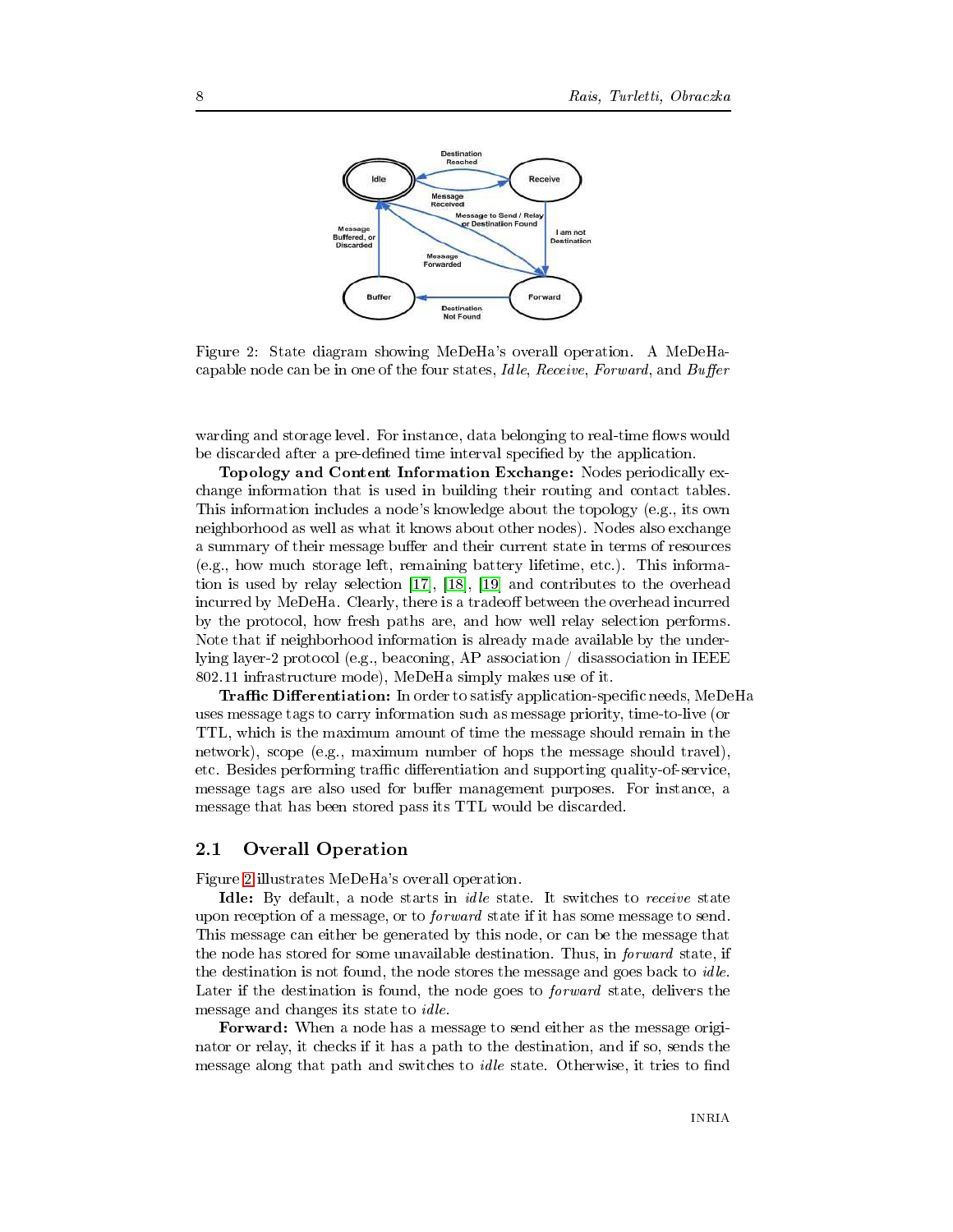Figure 2: State diagram showing MeDeHa's overall operation. A MeDeHa-capable node can be in one of the four states, *Idle*, *Receive*, *Forward*, and *Buffer*

warding and storage level. For instance, data belonging to real-time flows would be discarded after a pre-defined time interval specified by the application.

**Topology and Content Information Exchange:** Nodes periodically exchange information that is used in building their routing and contact tables. This information includes a node's knowledge about the topology (e.g., its own neighborhood as well as what it knows about other nodes). Nodes also exchange a summary of their message buffer and their current state in terms of resources (e.g., how much storage left, remaining battery lifetime, etc.). This information is used by relay selection [17], [18], [19] and contributes to the overhead incurred by MeDeHa. Clearly, there is a tradeoff between the overhead incurred by the protocol, how fresh paths are, and how well relay selection performs. Note that if neighborhood information is already made available by the underlying layer-2 protocol (e.g., beaconing, AP association / disassociation in IEEE 802.11 infrastructure mode), MeDeHa simply makes use of it.

**Traffic Differentiation:** In order to satisfy application-specific needs, MeDeHa uses message tags to carry information such as message priority, time-to-live (or TTL, which is the maximum amount of time the message should remain in the network), scope (e.g., maximum number of hops the message should travel), etc. Besides performing traffic differentiation and supporting quality-of-service, message tags are also used for buffer management purposes. For instance, a message that has been stored pass its TTL would be discarded.

## 2.1 Overall Operation

Figure 2 illustrates MeDeHa's overall operation.

**Idle:** By default, a node starts in *idle* state. It switches to *receive* state upon reception of a message, or to *forward* state if it has some message to send. This message can either be generated by this node, or can be the message that the node has stored for some unavailable destination. Thus, in *forward* state, if the destination is not found, the node stores the message and goes back to *idle*. Later if the destination is found, the node goes to *forward* state, delivers the message and changes its state to *idle*.

**Forward:** When a node has a message to send either as the message originator or relay, it checks if it has a path to the destination, and if so, sends the message along that path and switches to *idle* state. Otherwise, it tries to find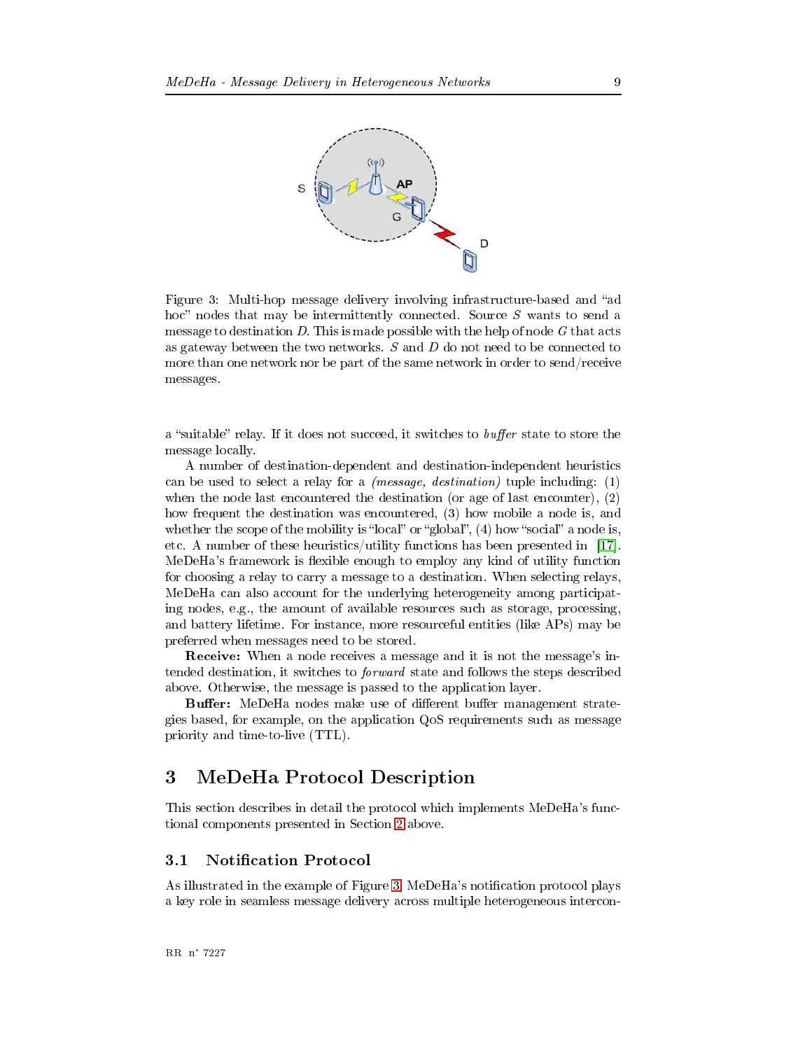Figure 3: Multi-hop message delivery involving infrastructure-based and "ad hoc" nodes that may be intermittently connected. Source $S$ wants to send a message to destination $D$. This is made possible with the help of node $G$ that acts as gateway between the two networks. $S$ and $D$ do not need to be connected to more than one network nor be part of the same network in order to send/receive messages.

a "suitable" relay. If it does not succeed, it switches to *buffer* state to store the message locally.

A number of destination-dependent and destination-independent heuristics can be used to select a relay for a *(message, destination)* tuple including: (1) when the node last encountered the destination (or age of last encounter), (2) how frequent the destination was encountered, (3) how mobile a node is, and whether the scope of the mobility is "local" or "global", (4) how "social" a node is, etc. A number of these heuristics/utility functions has been presented in [17]. MeDeHa's framework is flexible enough to employ any kind of utility function for choosing a relay to carry a message to a destination. When selecting relays, MeDeHa can also account for the underlying heterogeneity among participating nodes, e.g., the amount of available resources such as storage, processing, and battery lifetime. For instance, more resourceful entities (like APs) may be preferred when messages need to be stored.

**Receive:** When a node receives a message and it is not the message's intended destination, it switches to *forward* state and follows the steps described above. Otherwise, the message is passed to the application layer.

**Buffer:** MeDeHa nodes make use of different buffer management strategies based, for example, on the application QoS requirements such as message priority and time-to-live (TTL).

# 3 MeDeHa Protocol Description

This section describes in detail the protocol which implements MeDeHa's functional components presented in Section 2 above.

## 3.1 Notification Protocol

As illustrated in the example of Figure 3, MeDeHa's notification protocol plays a key role in seamless message delivery across multiple heterogeneous intercon-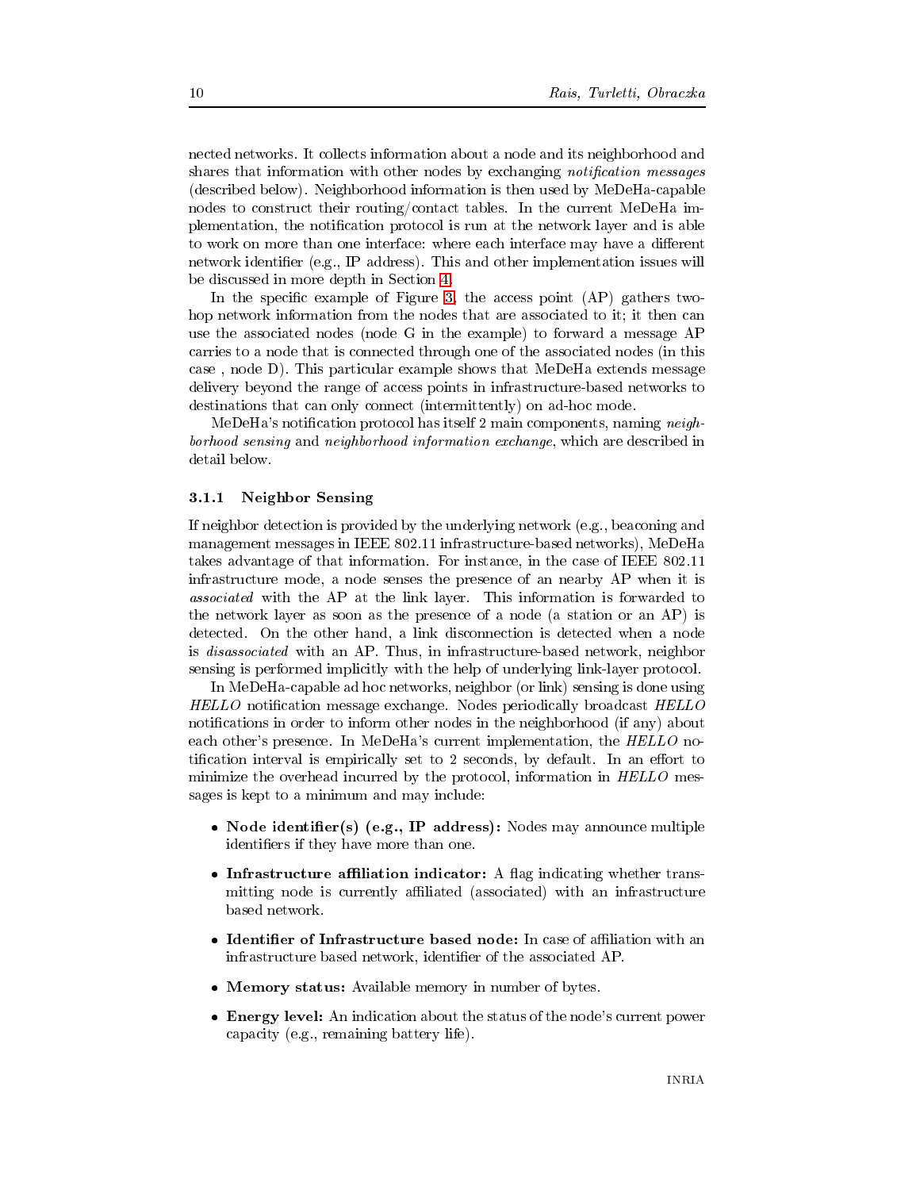nected networks. It collects information about a node and its neighborhood and shares that information with other nodes by exchanging *notification messages* (described below). Neighborhood information is then used by MeDeHa-capable nodes to construct their routing/contact tables. In the current MeDeHa implementation, the notification protocol is run at the network layer and is able to work on more than one interface: where each interface may have a different network identifier (e.g., IP address). This and other implementation issues will be discussed in more depth in Section 4.

In the specific example of Figure 3, the access point (AP) gathers two-hop network information from the nodes that are associated to it; it then can use the associated nodes (node G in the example) to forward a message AP carries to a node that is connected through one of the associated nodes (in this case , node D). This particular example shows that MeDeHa extends message delivery beyond the range of access points in infrastructure-based networks to destinations that can only connect (intermittently) on ad-hoc mode.

MeDeHa's notification protocol has itself 2 main components, naming *neighborhood sensing* and *neighborhood information exchange*, which are described in detail below.

### 3.1.1 Neighbor Sensing

If neighbor detection is provided by the underlying network (e.g., beaconing and management messages in IEEE 802.11 infrastructure-based networks), MeDeHa takes advantage of that information. For instance, in the case of IEEE 802.11 infrastructure mode, a node senses the presence of an nearby AP when it is *associated* with the AP at the link layer. This information is forwarded to the network layer as soon as the presence of a node (a station or an AP) is detected. On the other hand, a link disconnection is detected when a node is *disassociated* with an AP. Thus, in infrastructure-based network, neighbor sensing is performed implicitly with the help of underlying link-layer protocol.

In MeDeHa-capable ad hoc networks, neighbor (or link) sensing is done using *HELLO* notification message exchange. Nodes periodically broadcast *HELLO* notifications in order to inform other nodes in the neighborhood (if any) about each other's presence. In MeDeHa's current implementation, the *HELLO* notification interval is empirically set to 2 seconds, by default. In an effort to minimize the overhead incurred by the protocol, information in *HELLO* messages is kept to a minimum and may include:

- **Node identifier(s) (e.g., IP address):** Nodes may announce multiple identifiers if they have more than one.
- **Infrastructure affiliation indicator:** A flag indicating whether transmitting node is currently affiliated (associated) with an infrastructure based network.
- **Identifier of Infrastructure based node:** In case of affiliation with an infrastructure based network, identifier of the associated AP.
- **Memory status:** Available memory in number of bytes.
- **Energy level:** An indication about the status of the node's current power capacity (e.g., remaining battery life).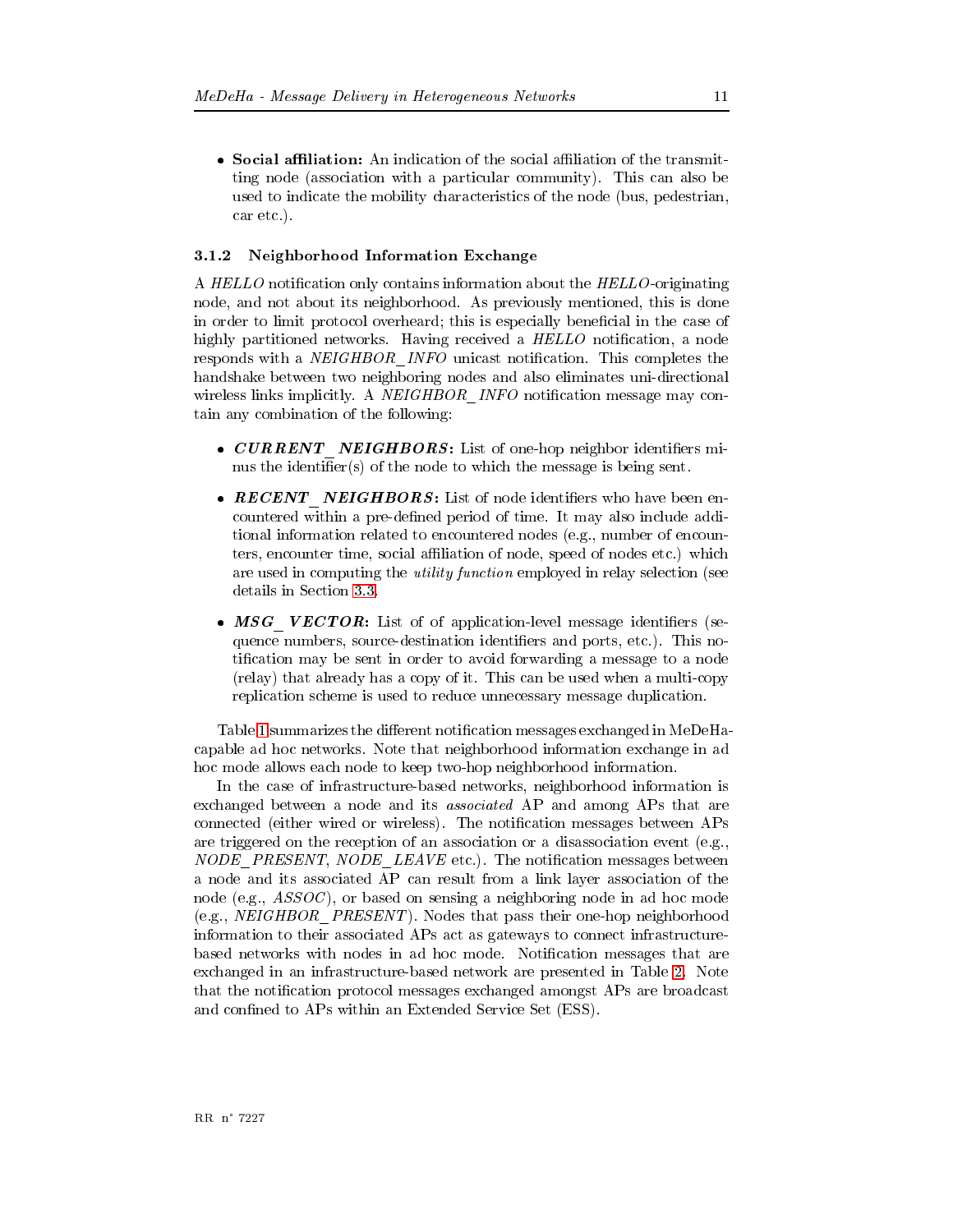- **Social affiliation:** An indication of the social affiliation of the transmitting node (association with a particular community). This can also be used to indicate the mobility characteristics of the node (bus, pedestrian, car etc.).

### 3.1.2 Neighborhood Information Exchange

A *HELLO* notification only contains information about the *HELLO*-originating node, and not about its neighborhood. As previously mentioned, this is done in order to limit protocol overheard; this is especially beneficial in the case of highly partitioned networks. Having received a *HELLO* notification, a node responds with a *NEIGHBOR_INFO* unicast notification. This completes the handshake between two neighboring nodes and also eliminates uni-directional wireless links implicitly. A *NEIGHBOR_INFO* notification message may contain any combination of the following:

- ***CURRENT_NEIGHBORS*:** List of one-hop neighbor identifiers minus the identifier(s) of the node to which the message is being sent.
- ***RECENT_NEIGHBORS*:** List of node identifiers who have been encountered within a pre-defined period of time. It may also include additional information related to encountered nodes (e.g., number of encounters, encounter time, social affiliation of node, speed of nodes etc.) which are used in computing the *utility function* employed in relay selection (see details in Section 3.3.
- ***MSG_VECTOR*:** List of of application-level message identifiers (sequence numbers, source-destination identifiers and ports, etc.). This notification may be sent in order to avoid forwarding a message to a node (relay) that already has a copy of it. This can be used when a multi-copy replication scheme is used to reduce unnecessary message duplication.

Table 1 summarizes the different notification messages exchanged in MeDeHa-capable ad hoc networks. Note that neighborhood information exchange in ad hoc mode allows each node to keep two-hop neighborhood information.

In the case of infrastructure-based networks, neighborhood information is exchanged between a node and its *associated* AP and among APs that are connected (either wired or wireless). The notification messages between APs are triggered on the reception of an association or a disassociation event (e.g., *NODE_PRESENT*, *NODE_LEAVE* etc.). The notification messages between a node and its associated AP can result from a link layer association of the node (e.g., *ASSOC*), or based on sensing a neighboring node in ad hoc mode (e.g., *NEIGHBOR_PRESENT*). Nodes that pass their one-hop neighborhood information to their associated APs act as gateways to connect infrastructure-based networks with nodes in ad hoc mode. Notification messages that are exchanged in an infrastructure-based network are presented in Table 2. Note that the notification protocol messages exchanged amongst APs are broadcast and confined to APs within an Extended Service Set (ESS).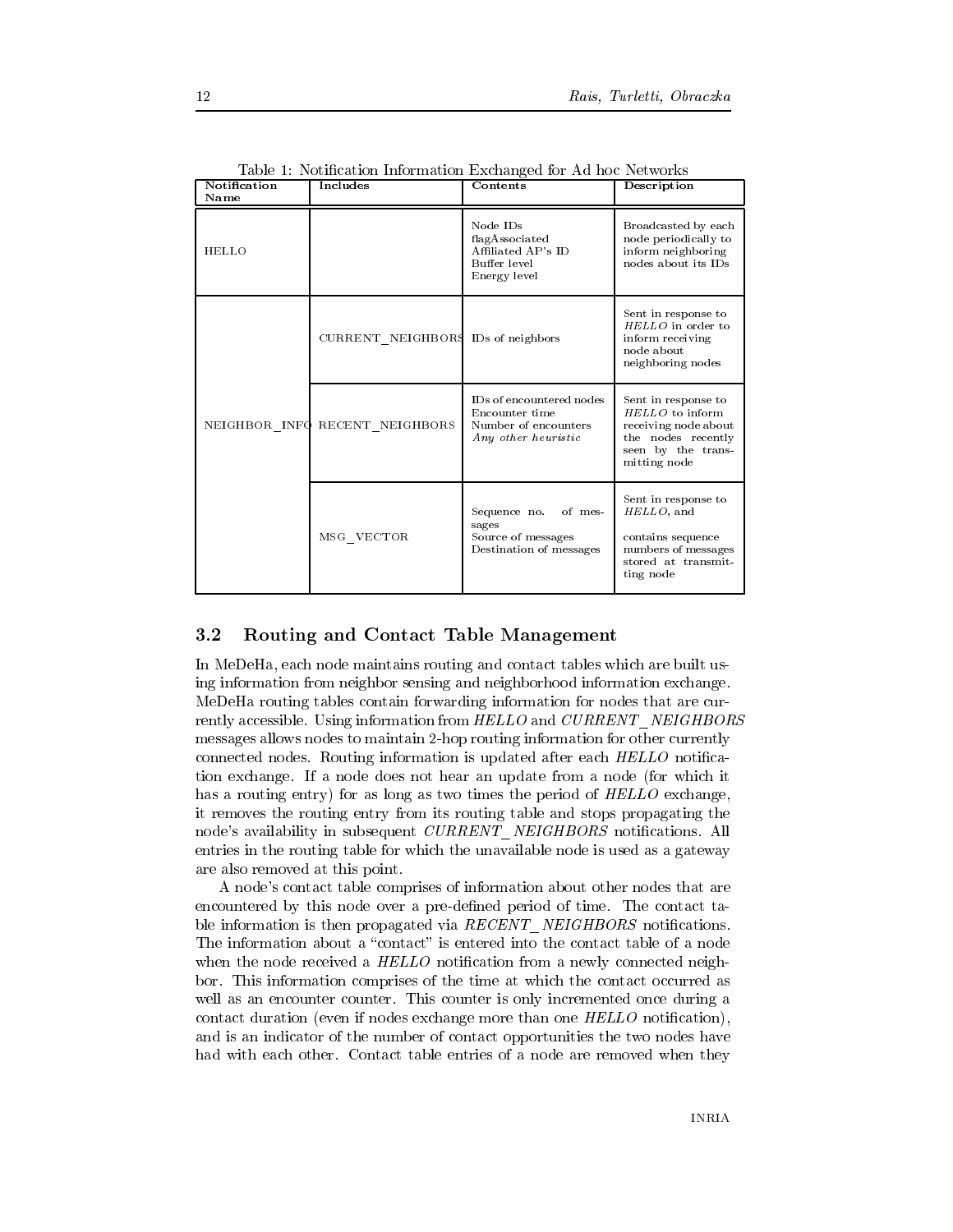Table 1: Notification Information Exchanged for Ad hoc Networks

| Notification Name | Includes | Contents | Description |
|---|---|---|---|
| HELLO | | Node IDs<br>flagAssociated<br>Affiliated AP's ID<br>Buffer level<br>Energy level | Broadcasted by each node periodically to inform neighboring nodes about its IDs |
| NEIGHBOR_INFO | CURRENT_NEIGHBORS | IDs of neighbors | Sent in response to *HELLO* in order to inform receiving node about neighboring nodes |
| | RECENT_NEIGHBORS | IDs of encountered nodes<br>Encounter time<br>Number of encounters<br>*Any other heuristic* | Sent in response to *HELLO* to inform receiving node about the nodes recently seen by the transmitting node |
| | MSG_VECTOR | Sequence no. of messages<br>Source of messages<br>Destination of messages | Sent in response to *HELLO*, and contains sequence numbers of messages stored at transmitting node |

### 3.2 Routing and Contact Table Management

In MeDeHa, each node maintains routing and contact tables which are built using information from neighbor sensing and neighborhood information exchange. MeDeHa routing tables contain forwarding information for nodes that are currently accessible. Using information from *HELLO* and *CURRENT_NEIGHBORS* messages allows nodes to maintain 2-hop routing information for other currently connected nodes. Routing information is updated after each *HELLO* notification exchange. If a node does not hear an update from a node (for which it has a routing entry) for as long as two times the period of *HELLO* exchange, it removes the routing entry from its routing table and stops propagating the node's availability in subsequent *CURRENT_NEIGHBORS* notifications. All entries in the routing table for which the unavailable node is used as a gateway are also removed at this point.

A node's contact table comprises of information about other nodes that are encountered by this node over a pre-defined period of time. The contact table information is then propagated via *RECENT_NEIGHBORS* notifications. The information about a "contact" is entered into the contact table of a node when the node received a *HELLO* notification from a newly connected neighbor. This information comprises of the time at which the contact occurred as well as an encounter counter. This counter is only incremented once during a contact duration (even if nodes exchange more than one *HELLO* notification), and is an indicator of the number of contact opportunities the two nodes have had with each other. Contact table entries of a node are removed when they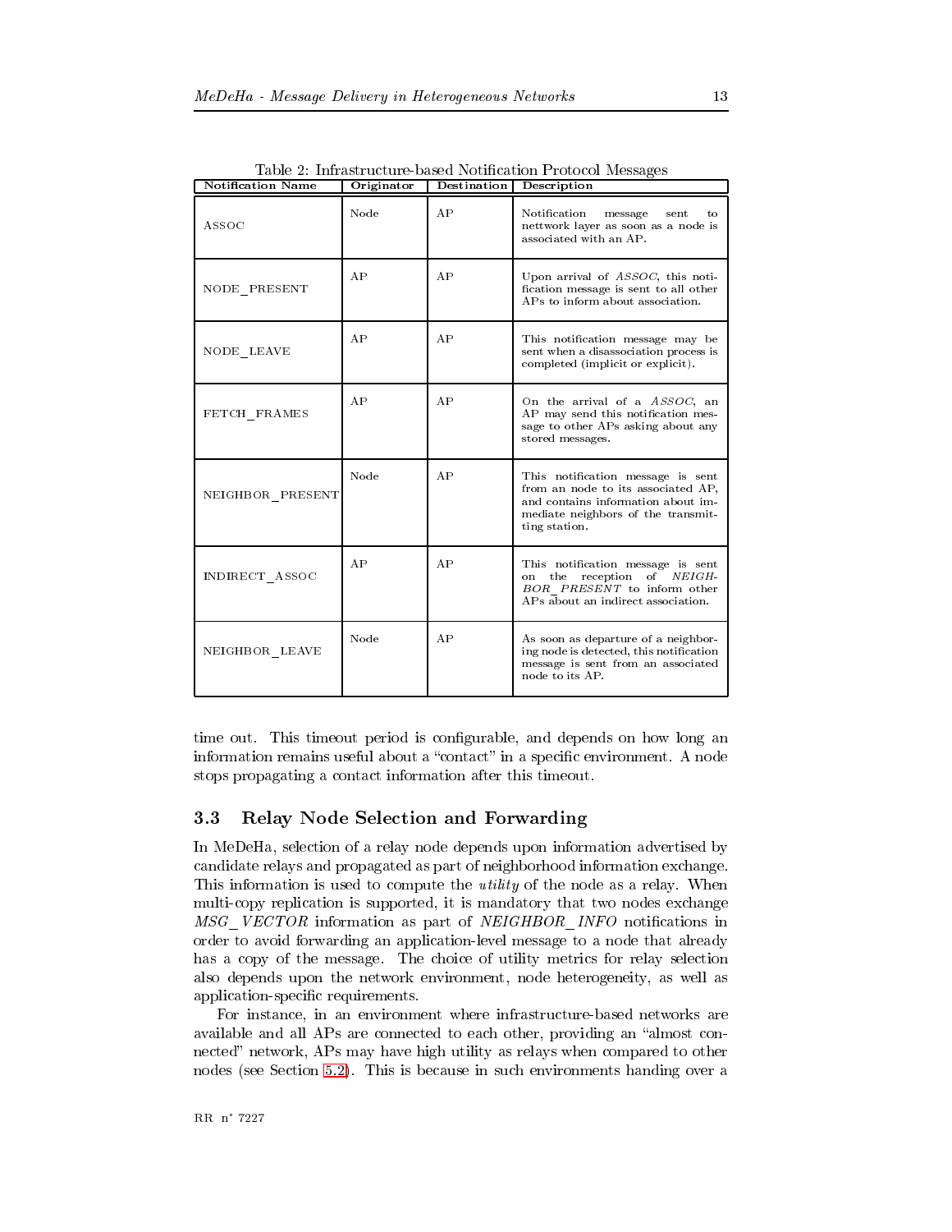Table 2: Infrastructure-based Notification Protocol Messages

| Notification Name | Originator | Destination | Description |
|---|---|---|---|
| ASSOC | Node | AP | Notification message sent to nettwork layer as soon as a node is associated with an AP. |
| NODE_PRESENT | AP | AP | Upon arrival of *ASSOC*, this notification message is sent to all other APs to inform about association. |
| NODE_LEAVE | AP | AP | This notification message may be sent when a disassociation process is completed (implicit or explicit). |
| FETCH_FRAMES | AP | AP | On the arrival of a *ASSOC*, an AP may send this notification message to other APs asking about any stored messages. |
| NEIGHBOR_PRESENT | Node | AP | This notification message is sent from an node to its associated AP, and contains information about immediate neighbors of the transmitting station. |
| INDIRECT_ASSOC | AP | AP | This notification message is sent on the reception of *NEIGHBOR_PRESENT* to inform other APs about an indirect association. |
| NEIGHBOR_LEAVE | Node | AP | As soon as departure of a neighboring node is detected, this notification message is sent from an associated node to its AP. |

time out. This timeout period is configurable, and depends on how long an information remains useful about a "contact" in a specific environment. A node stops propagating a contact information after this timeout.

### 3.3 Relay Node Selection and Forwarding

In MeDeHa, selection of a relay node depends upon information advertised by candidate relays and propagated as part of neighborhood information exchange. This information is used to compute the *utility* of the node as a relay. When multi-copy replication is supported, it is mandatory that two nodes exchange *MSG_VECTOR* information as part of *NEIGHBOR_INFO* notifications in order to avoid forwarding an application-level message to a node that already has a copy of the message. The choice of utility metrics for relay selection also depends upon the network environment, node heterogeneity, as well as application-specific requirements.

For instance, in an environment where infrastructure-based networks are available and all APs are connected to each other, providing an "almost connected" network, APs may have high utility as relays when compared to other nodes (see Section 5.2). This is because in such environments handing over a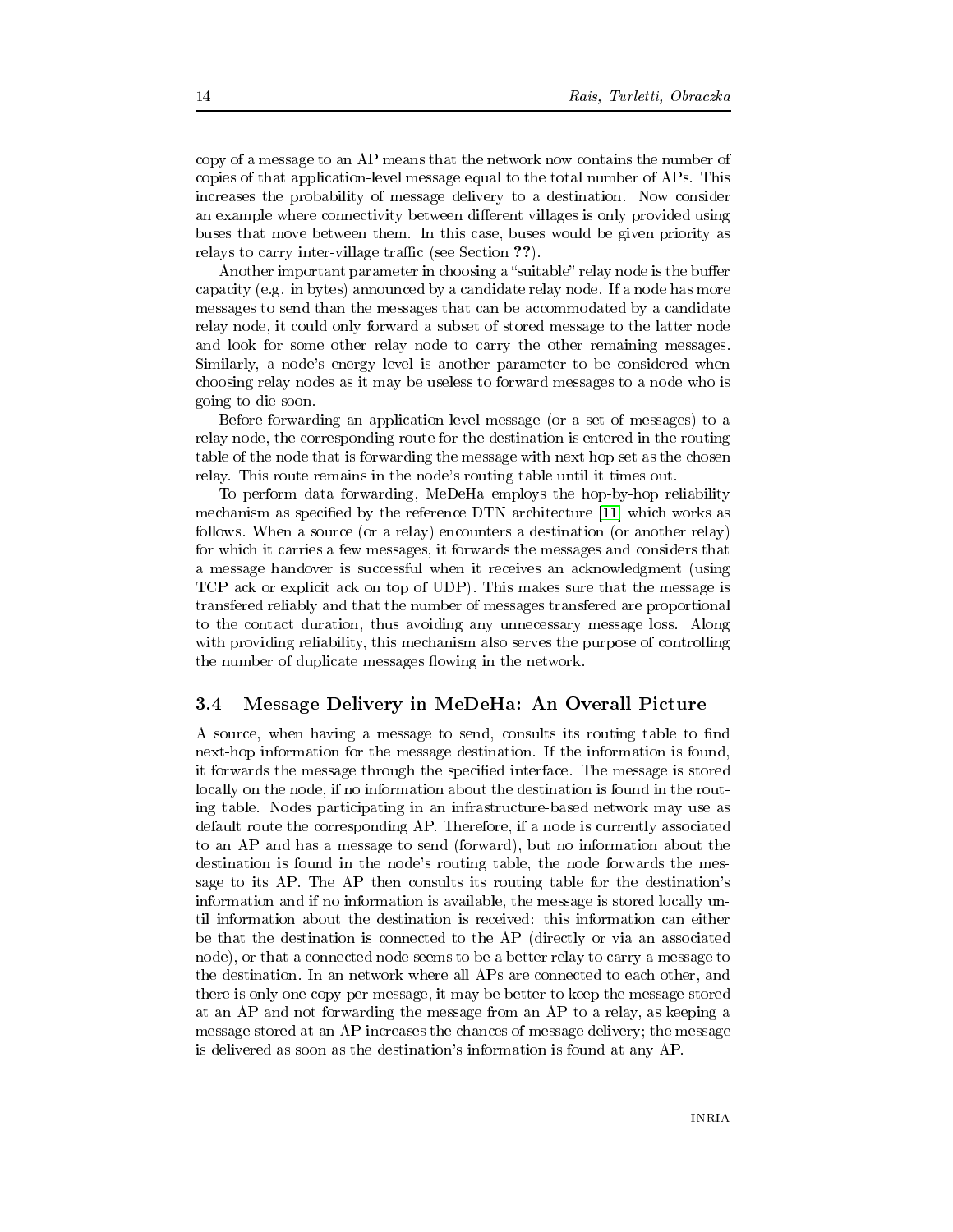copy of a message to an AP means that the network now contains the number of copies of that application-level message equal to the total number of APs. This increases the probability of message delivery to a destination. Now consider an example where connectivity between different villages is only provided using buses that move between them. In this case, buses would be given priority as relays to carry inter-village traffic (see Section **??**).

Another important parameter in choosing a "suitable" relay node is the buffer capacity (e.g. in bytes) announced by a candidate relay node. If a node has more messages to send than the messages that can be accommodated by a candidate relay node, it could only forward a subset of stored message to the latter node and look for some other relay node to carry the other remaining messages. Similarly, a node's energy level is another parameter to be considered when choosing relay nodes as it may be useless to forward messages to a node who is going to die soon.

Before forwarding an application-level message (or a set of messages) to a relay node, the corresponding route for the destination is entered in the routing table of the node that is forwarding the message with next hop set as the chosen relay. This route remains in the node's routing table until it times out.

To perform data forwarding, MeDeHa employs the hop-by-hop reliability mechanism as specified by the reference DTN architecture [11] which works as follows. When a source (or a relay) encounters a destination (or another relay) for which it carries a few messages, it forwards the messages and considers that a message handover is successful when it receives an acknowledgment (using TCP ack or explicit ack on top of UDP). This makes sure that the message is transfered reliably and that the number of messages transfered are proportional to the contact duration, thus avoiding any unnecessary message loss. Along with providing reliability, this mechanism also serves the purpose of controlling the number of duplicate messages flowing in the network.

### 3.4 Message Delivery in MeDeHa: An Overall Picture

A source, when having a message to send, consults its routing table to find next-hop information for the message destination. If the information is found, it forwards the message through the specified interface. The message is stored locally on the node, if no information about the destination is found in the routing table. Nodes participating in an infrastructure-based network may use as default route the corresponding AP. Therefore, if a node is currently associated to an AP and has a message to send (forward), but no information about the destination is found in the node's routing table, the node forwards the message to its AP. The AP then consults its routing table for the destination's information and if no information is available, the message is stored locally until information about the destination is received: this information can either be that the destination is connected to the AP (directly or via an associated node), or that a connected node seems to be a better relay to carry a message to the destination. In an network where all APs are connected to each other, and there is only one copy per message, it may be better to keep the message stored at an AP and not forwarding the message from an AP to a relay, as keeping a message stored at an AP increases the chances of message delivery; the message is delivered as soon as the destination's information is found at any AP.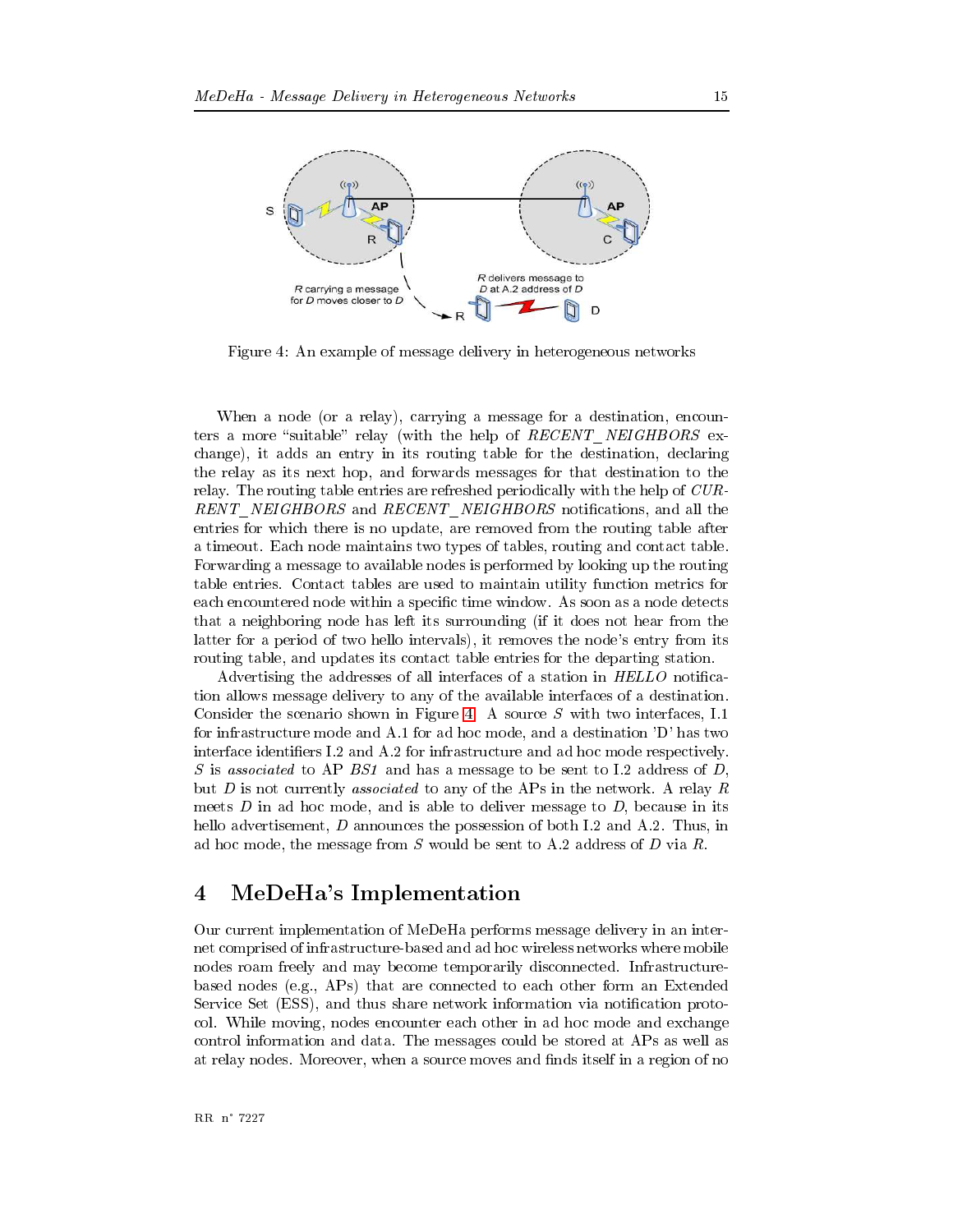Figure 4: An example of message delivery in heterogeneous networks

When a node (or a relay), carrying a message for a destination, encounters a more "suitable" relay (with the help of *RECENT_NEIGHBORS* exchange), it adds an entry in its routing table for the destination, declaring the relay as its next hop, and forwards messages for that destination to the relay. The routing table entries are refreshed periodically with the help of *CURRENT_NEIGHBORS* and *RECENT_NEIGHBORS* notifications, and all the entries for which there is no update, are removed from the routing table after a timeout. Each node maintains two types of tables, routing and contact table. Forwarding a message to available nodes is performed by looking up the routing table entries. Contact tables are used to maintain utility function metrics for each encountered node within a specific time window. As soon as a node detects that a neighboring node has left its surrounding (if it does not hear from the latter for a period of two hello intervals), it removes the node's entry from its routing table, and updates its contact table entries for the departing station.

Advertising the addresses of all interfaces of a station in *HELLO* notification allows message delivery to any of the available interfaces of a destination. Consider the scenario shown in Figure 4. A source *S* with two interfaces, I.1 for infrastructure mode and A.1 for ad hoc mode, and a destination 'D' has two interface identifiers I.2 and A.2 for infrastructure and ad hoc mode respectively. *S* is *associated* to AP *BS1* and has a message to be sent to I.2 address of *D*, but *D* is not currently *associated* to any of the APs in the network. A relay *R* meets *D* in ad hoc mode, and is able to deliver message to *D*, because in its hello advertisement, *D* announces the possession of both I.2 and A.2. Thus, in ad hoc mode, the message from *S* would be sent to A.2 address of *D* via *R*.

# 4 MeDeHa's Implementation

Our current implementation of MeDeHa performs message delivery in an internet comprised of infrastructure-based and ad hoc wireless networks where mobile nodes roam freely and may become temporarily disconnected. Infrastructure-based nodes (e.g., APs) that are connected to each other form an Extended Service Set (ESS), and thus share network information via notification protocol. While moving, nodes encounter each other in ad hoc mode and exchange control information and data. The messages could be stored at APs as well as at relay nodes. Moreover, when a source moves and finds itself in a region of no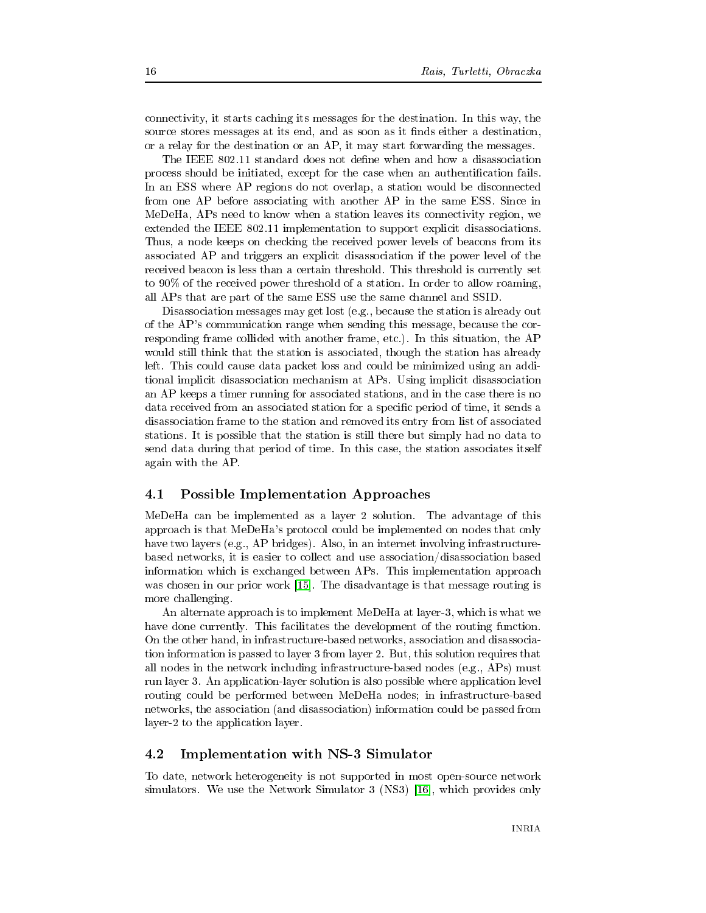connectivity, it starts caching its messages for the destination. In this way, the source stores messages at its end, and as soon as it finds either a destination, or a relay for the destination or an AP, it may start forwarding the messages.

The IEEE 802.11 standard does not define when and how a disassociation process should be initiated, except for the case when an authentification fails. In an ESS where AP regions do not overlap, a station would be disconnected from one AP before associating with another AP in the same ESS. Since in MeDeHa, APs need to know when a station leaves its connectivity region, we extended the IEEE 802.11 implementation to support explicit disassociations. Thus, a node keeps on checking the received power levels of beacons from its associated AP and triggers an explicit disassociation if the power level of the received beacon is less than a certain threshold. This threshold is currently set to 90% of the received power threshold of a station. In order to allow roaming, all APs that are part of the same ESS use the same channel and SSID.

Disassociation messages may get lost (e.g., because the station is already out of the AP's communication range when sending this message, because the corresponding frame collided with another frame, etc.). In this situation, the AP would still think that the station is associated, though the station has already left. This could cause data packet loss and could be minimized using an additional implicit disassociation mechanism at APs. Using implicit disassociation an AP keeps a timer running for associated stations, and in the case there is no data received from an associated station for a specific period of time, it sends a disassociation frame to the station and removed its entry from list of associated stations. It is possible that the station is still there but simply had no data to send data during that period of time. In this case, the station associates itself again with the AP.

## 4.1 Possible Implementation Approaches

MeDeHa can be implemented as a layer 2 solution. The advantage of this approach is that MeDeHa's protocol could be implemented on nodes that only have two layers (e.g., AP bridges). Also, in an internet involving infrastructure-based networks, it is easier to collect and use association/disassociation based information which is exchanged between APs. This implementation approach was chosen in our prior work [15]. The disadvantage is that message routing is more challenging.

An alternate approach is to implement MeDeHa at layer-3, which is what we have done currently. This facilitates the development of the routing function. On the other hand, in infrastructure-based networks, association and disassociation information is passed to layer 3 from layer 2. But, this solution requires that all nodes in the network including infrastructure-based nodes (e.g., APs) must run layer 3. An application-layer solution is also possible where application level routing could be performed between MeDeHa nodes; in infrastructure-based networks, the association (and disassociation) information could be passed from layer-2 to the application layer.

## 4.2 Implementation with NS-3 Simulator

To date, network heterogeneity is not supported in most open-source network simulators. We use the Network Simulator 3 (NS3) [16], which provides only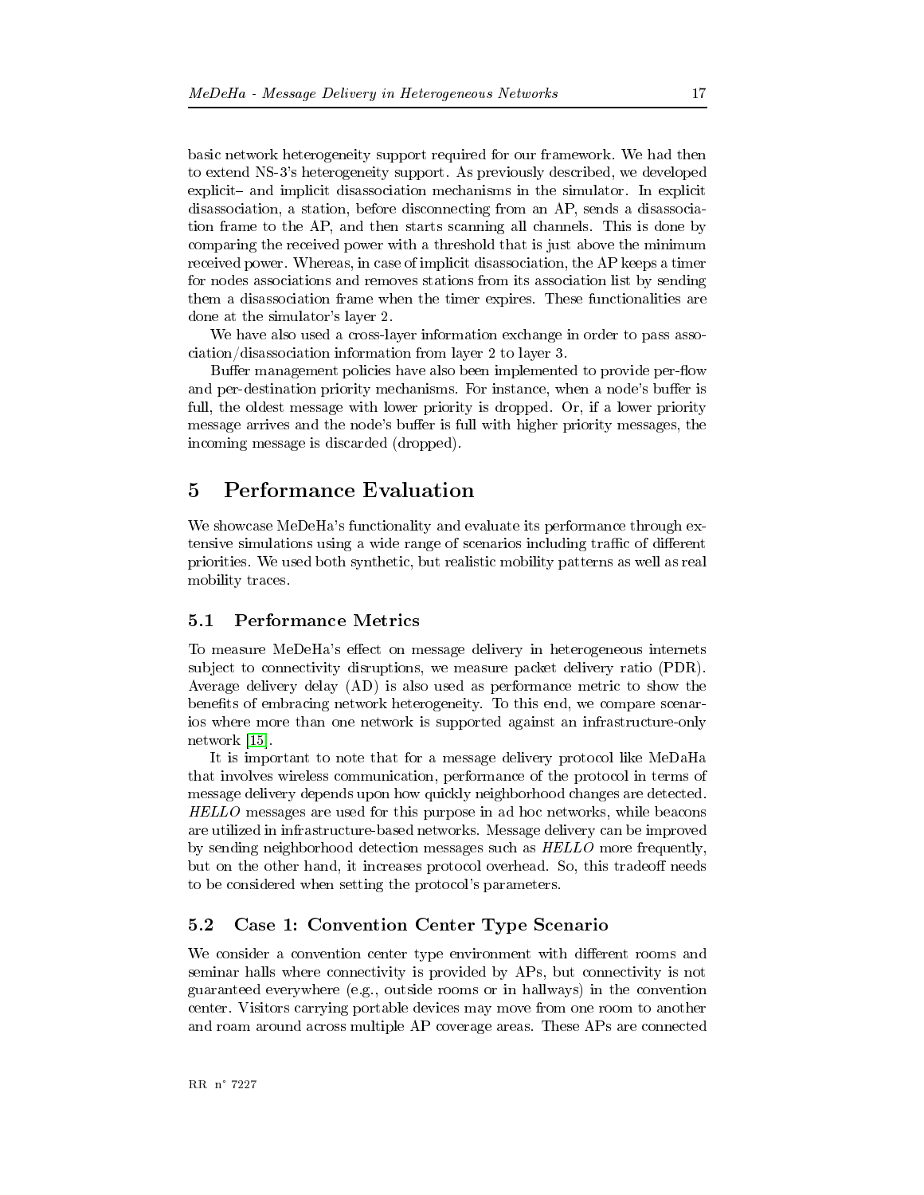basic network heterogeneity support required for our framework. We had then to extend NS-3's heterogeneity support. As previously described, we developed explicit– and implicit disassociation mechanisms in the simulator. In explicit disassociation, a station, before disconnecting from an AP, sends a disassociation frame to the AP, and then starts scanning all channels. This is done by comparing the received power with a threshold that is just above the minimum received power. Whereas, in case of implicit disassociation, the AP keeps a timer for nodes associations and removes stations from its association list by sending them a disassociation frame when the timer expires. These functionalities are done at the simulator's layer 2.

We have also used a cross-layer information exchange in order to pass association/disassociation information from layer 2 to layer 3.

Buffer management policies have also been implemented to provide per-flow and per-destination priority mechanisms. For instance, when a node's buffer is full, the oldest message with lower priority is dropped. Or, if a lower priority message arrives and the node's buffer is full with higher priority messages, the incoming message is discarded (dropped).

# 5 Performance Evaluation

We showcase MeDeHa's functionality and evaluate its performance through extensive simulations using a wide range of scenarios including traffic of different priorities. We used both synthetic, but realistic mobility patterns as well as real mobility traces.

## 5.1 Performance Metrics

To measure MeDeHa's effect on message delivery in heterogeneous internets subject to connectivity disruptions, we measure packet delivery ratio (PDR). Average delivery delay (AD) is also used as performance metric to show the benefits of embracing network heterogeneity. To this end, we compare scenarios where more than one network is supported against an infrastructure-only network [15].

It is important to note that for a message delivery protocol like MeDaHa that involves wireless communication, performance of the protocol in terms of message delivery depends upon how quickly neighborhood changes are detected. *HELLO* messages are used for this purpose in ad hoc networks, while beacons are utilized in infrastructure-based networks. Message delivery can be improved by sending neighborhood detection messages such as *HELLO* more frequently, but on the other hand, it increases protocol overhead. So, this tradeoff needs to be considered when setting the protocol's parameters.

## 5.2 Case 1: Convention Center Type Scenario

We consider a convention center type environment with different rooms and seminar halls where connectivity is provided by APs, but connectivity is not guaranteed everywhere (e.g., outside rooms or in hallways) in the convention center. Visitors carrying portable devices may move from one room to another and roam around across multiple AP coverage areas. These APs are connected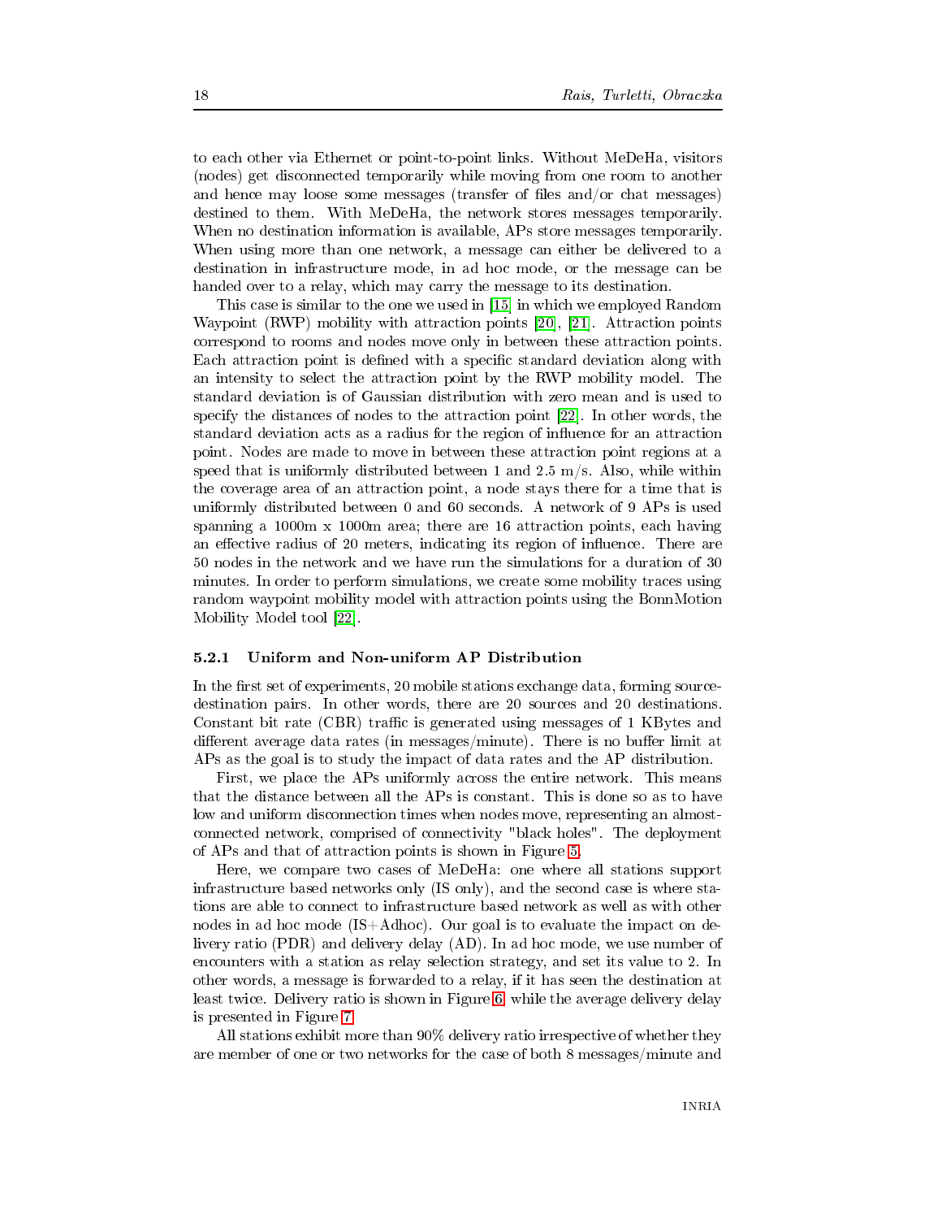to each other via Ethernet or point-to-point links. Without MeDeHa, visitors (nodes) get disconnected temporarily while moving from one room to another and hence may loose some messages (transfer of files and/or chat messages) destined to them. With MeDeHa, the network stores messages temporarily. When no destination information is available, APs store messages temporarily. When using more than one network, a message can either be delivered to a destination in infrastructure mode, in ad hoc mode, or the message can be handed over to a relay, which may carry the message to its destination.

This case is similar to the one we used in [15] in which we employed Random Waypoint (RWP) mobility with attraction points [20], [21]. Attraction points correspond to rooms and nodes move only in between these attraction points. Each attraction point is defined with a specific standard deviation along with an intensity to select the attraction point by the RWP mobility model. The standard deviation is of Gaussian distribution with zero mean and is used to specify the distances of nodes to the attraction point [22]. In other words, the standard deviation acts as a radius for the region of influence for an attraction point. Nodes are made to move in between these attraction point regions at a speed that is uniformly distributed between 1 and 2.5 m/s. Also, while within the coverage area of an attraction point, a node stays there for a time that is uniformly distributed between 0 and 60 seconds. A network of 9 APs is used spanning a 1000m x 1000m area; there are 16 attraction points, each having an effective radius of 20 meters, indicating its region of influence. There are 50 nodes in the network and we have run the simulations for a duration of 30 minutes. In order to perform simulations, we create some mobility traces using random waypoint mobility model with attraction points using the BonnMotion Mobility Model tool [22].

### 5.2.1 Uniform and Non-uniform AP Distribution

In the first set of experiments, 20 mobile stations exchange data, forming source-destination pairs. In other words, there are 20 sources and 20 destinations. Constant bit rate (CBR) traffic is generated using messages of 1 KBytes and different average data rates (in messages/minute). There is no buffer limit at APs as the goal is to study the impact of data rates and the AP distribution.

First, we place the APs uniformly across the entire network. This means that the distance between all the APs is constant. This is done so as to have low and uniform disconnection times when nodes move, representing an almost-connected network, comprised of connectivity "black holes". The deployment of APs and that of attraction points is shown in Figure 5.

Here, we compare two cases of MeDeHa: one where all stations support infrastructure based networks only (IS only), and the second case is where stations are able to connect to infrastructure based network as well as with other nodes in ad hoc mode (IS+Adhoc). Our goal is to evaluate the impact on delivery ratio (PDR) and delivery delay (AD). In ad hoc mode, we use number of encounters with a station as relay selection strategy, and set its value to 2. In other words, a message is forwarded to a relay, if it has seen the destination at least twice. Delivery ratio is shown in Figure 6, while the average delivery delay is presented in Figure 7.

All stations exhibit more than 90% delivery ratio irrespective of whether they are member of one or two networks for the case of both 8 messages/minute and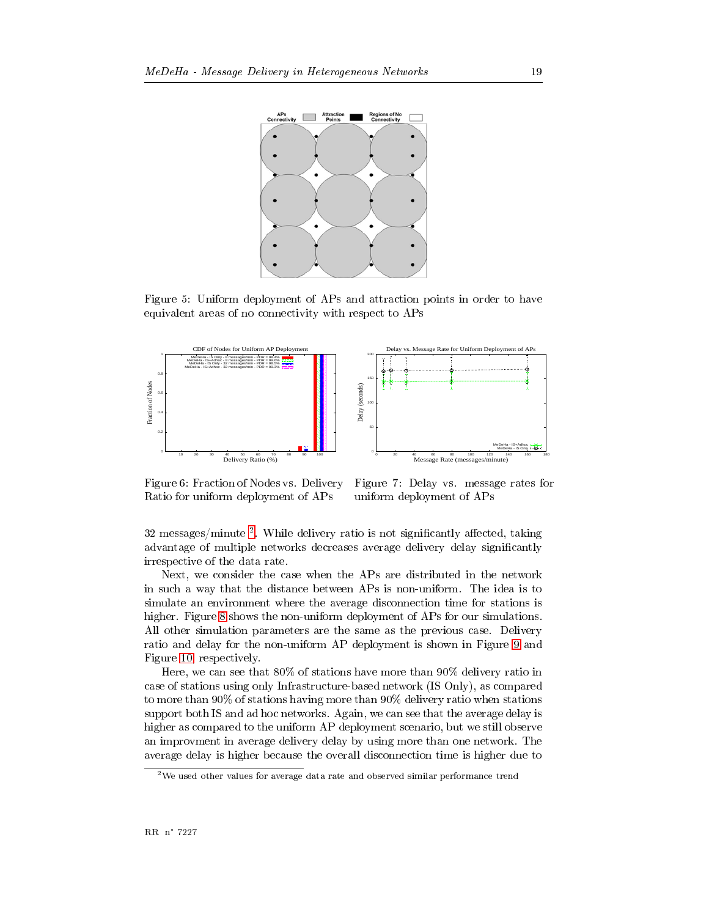Figure 5: Uniform deployment of APs and attraction points in order to have equivalent areas of no connectivity with respect to APs

Figure 6: Fraction of Nodes vs. Delivery Ratio for uniform deployment of APs

Figure 7: Delay vs. message rates for uniform deployment of APs

32 messages/minute [2]. While delivery ratio is not significantly affected, taking advantage of multiple networks decreases average delivery delay significantly irrespective of the data rate.

Next, we consider the case when the APs are distributed in the network in such a way that the distance between APs is non-uniform. The idea is to simulate an environment where the average disconnection time for stations is higher. Figure 8 shows the non-uniform deployment of APs for our simulations. All other simulation parameters are the same as the previous case. Delivery ratio and delay for the non-uniform AP deployment is shown in Figure 9 and Figure 10 respectively.

Here, we can see that 80% of stations have more than 90% delivery ratio in case of stations using only Infrastructure-based network (IS Only), as compared to more than 90% of stations having more than 90% delivery ratio when stations support both IS and ad hoc networks. Again, we can see that the average delay is higher as compared to the uniform AP deployment scenario, but we still observe an improvment in average delivery delay by using more than one network. The average delay is higher because the overall disconnection time is higher due to

[2] We used other values for average data rate and observed similar performance trend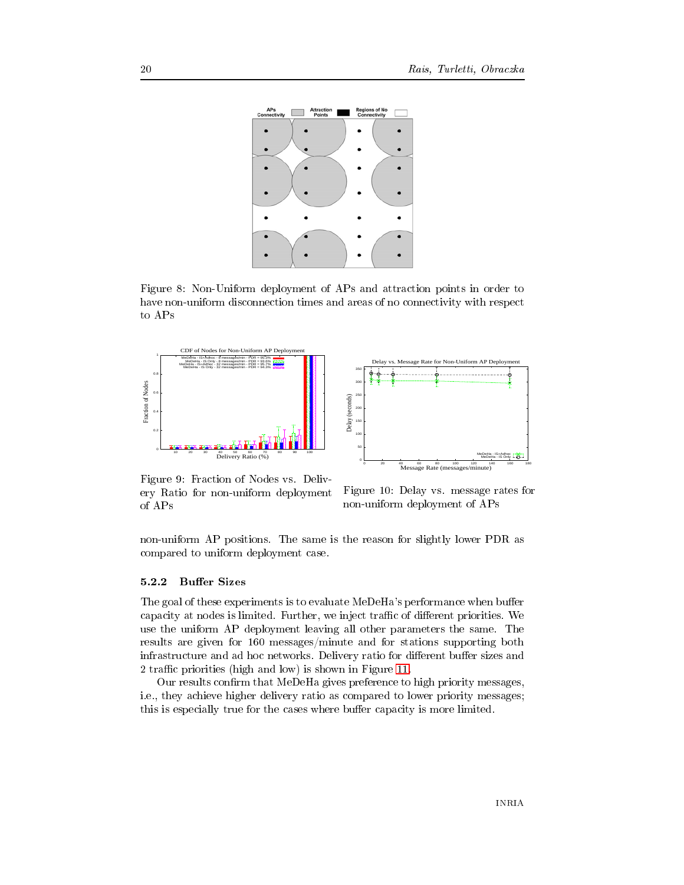Figure 8: Non-Uniform deployment of APs and attraction points in order to have non-uniform disconnection times and areas of no connectivity with respect to APs

Figure 9: Fraction of Nodes vs. Delivery Ratio for non-uniform deployment of APs

Figure 10: Delay vs. message rates for non-uniform deployment of APs

non-uniform AP positions. The same is the reason for slightly lower PDR as compared to uniform deployment case.

### 5.2.2 Buffer Sizes

The goal of these experiments is to evaluate MeDeHa's performance when buffer capacity at nodes is limited. Further, we inject traffic of different priorities. We use the uniform AP deployment leaving all other parameters the same. The results are given for 160 messages/minute and for stations supporting both infrastructure and ad hoc networks. Delivery ratio for different buffer sizes and 2 traffic priorities (high and low) is shown in Figure 11.

Our results confirm that MeDeHa gives preference to high priority messages, i.e., they achieve higher delivery ratio as compared to lower priority messages; this is especially true for the cases where buffer capacity is more limited.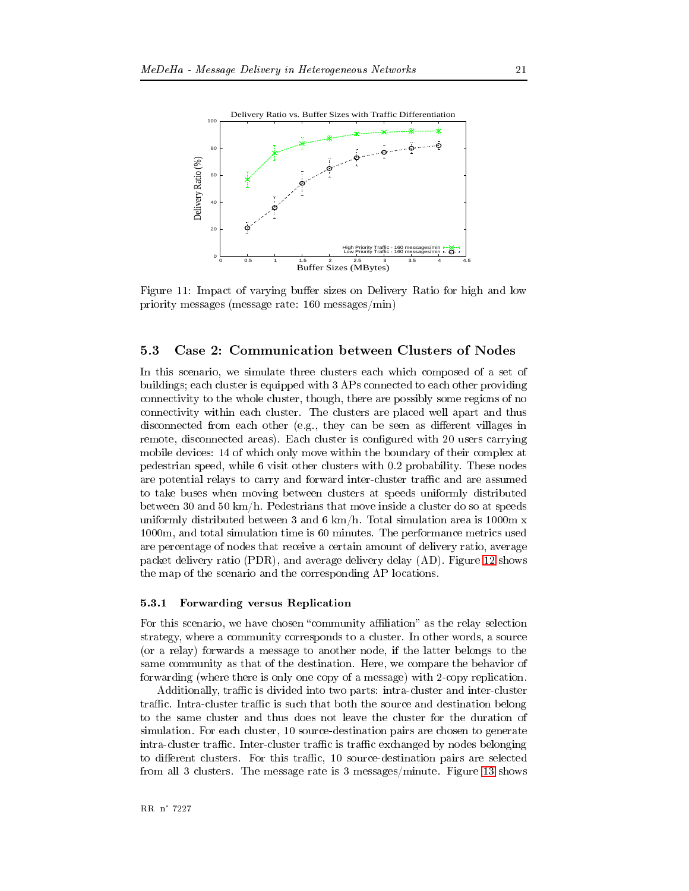Figure 11: Impact of varying buffer sizes on Delivery Ratio for high and low priority messages (message rate: 160 messages/min)

## 5.3 Case 2: Communication between Clusters of Nodes

In this scenario, we simulate three clusters each which composed of a set of buildings; each cluster is equipped with 3 APs connected to each other providing connectivity to the whole cluster, though, there are possibly some regions of no connectivity within each cluster. The clusters are placed well apart and thus disconnected from each other (e.g., they can be seen as different villages in remote, disconnected areas). Each cluster is configured with 20 users carrying mobile devices: 14 of which only move within the boundary of their complex at pedestrian speed, while 6 visit other clusters with 0.2 probability. These nodes are potential relays to carry and forward inter-cluster traffic and are assumed to take buses when moving between clusters at speeds uniformly distributed between 30 and 50 km/h. Pedestrians that move inside a cluster do so at speeds uniformly distributed between 3 and 6 km/h. Total simulation area is 1000m x 1000m, and total simulation time is 60 minutes. The performance metrics used are percentage of nodes that receive a certain amount of delivery ratio, average packet delivery ratio (PDR), and average delivery delay (AD). Figure 12 shows the map of the scenario and the corresponding AP locations.

### 5.3.1 Forwarding versus Replication

For this scenario, we have chosen "community affiliation" as the relay selection strategy, where a community corresponds to a cluster. In other words, a source (or a relay) forwards a message to another node, if the latter belongs to the same community as that of the destination. Here, we compare the behavior of forwarding (where there is only one copy of a message) with 2-copy replication.

Additionally, traffic is divided into two parts: intra-cluster and inter-cluster traffic. Intra-cluster traffic is such that both the source and destination belong to the same cluster and thus does not leave the cluster for the duration of simulation. For each cluster, 10 source-destination pairs are chosen to generate intra-cluster traffic. Inter-cluster traffic is traffic exchanged by nodes belonging to different clusters. For this traffic, 10 source-destination pairs are selected from all 3 clusters. The message rate is 3 messages/minute. Figure 13 shows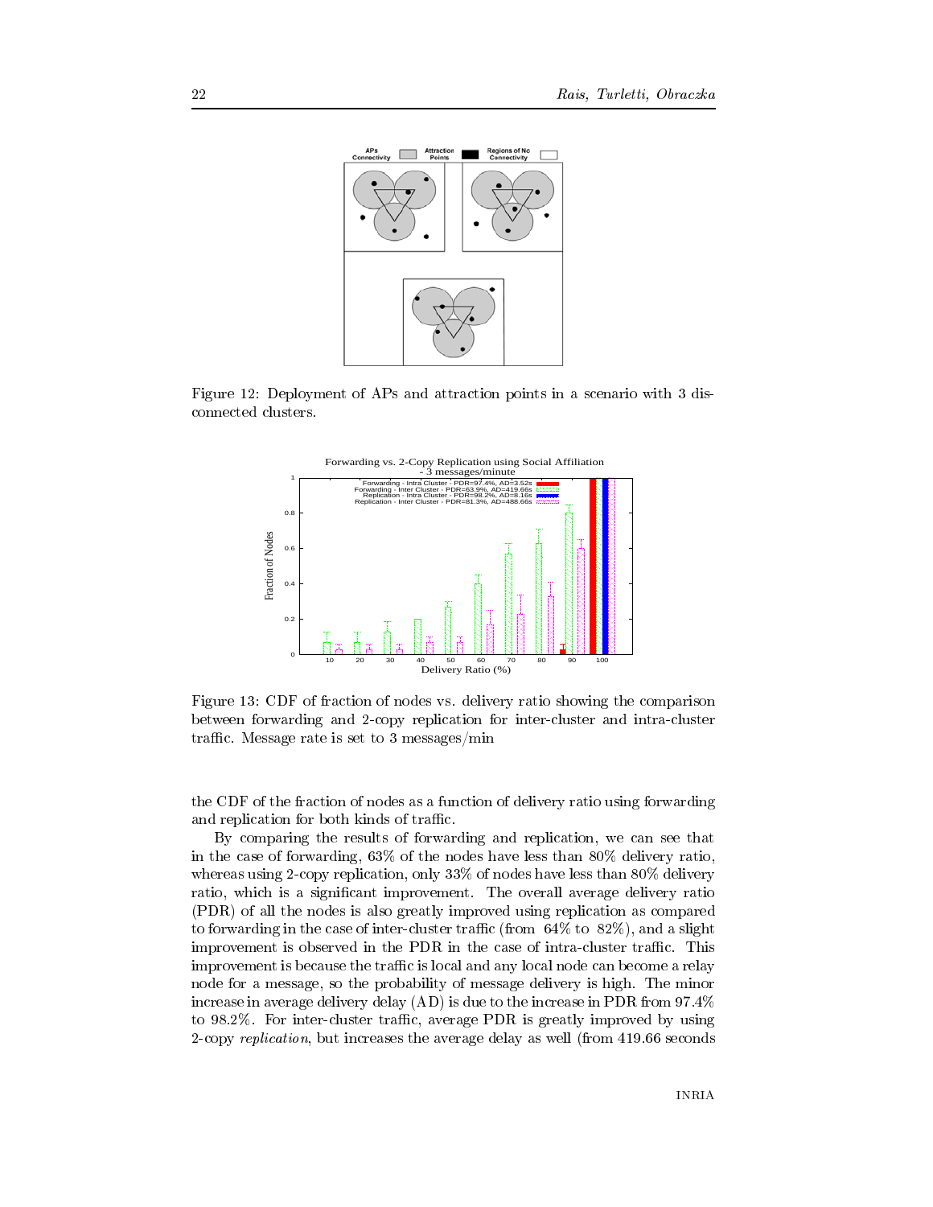Figure 12: Deployment of APs and attraction points in a scenario with 3 disconnected clusters.

Figure 13: CDF of fraction of nodes vs. delivery ratio showing the comparison between forwarding and 2-copy replication for inter-cluster and intra-cluster traffic. Message rate is set to 3 messages/min

the CDF of the fraction of nodes as a function of delivery ratio using forwarding and replication for both kinds of traffic.

By comparing the results of forwarding and replication, we can see that in the case of forwarding, 63% of the nodes have less than 80% delivery ratio, whereas using 2-copy replication, only 33% of nodes have less than 80% delivery ratio, which is a significant improvement. The overall average delivery ratio (PDR) of all the nodes is also greatly improved using replication as compared to forwarding in the case of inter-cluster traffic (from 64% to 82%), and a slight improvement is observed in the PDR in the case of intra-cluster traffic. This improvement is because the traffic is local and any local node can become a relay node for a message, so the probability of message delivery is high. The minor increase in average delivery delay (AD) is due to the increase in PDR from 97.4% to 98.2%. For inter-cluster traffic, average PDR is greatly improved by using 2-copy *replication*, but increases the average delay as well (from 419.66 seconds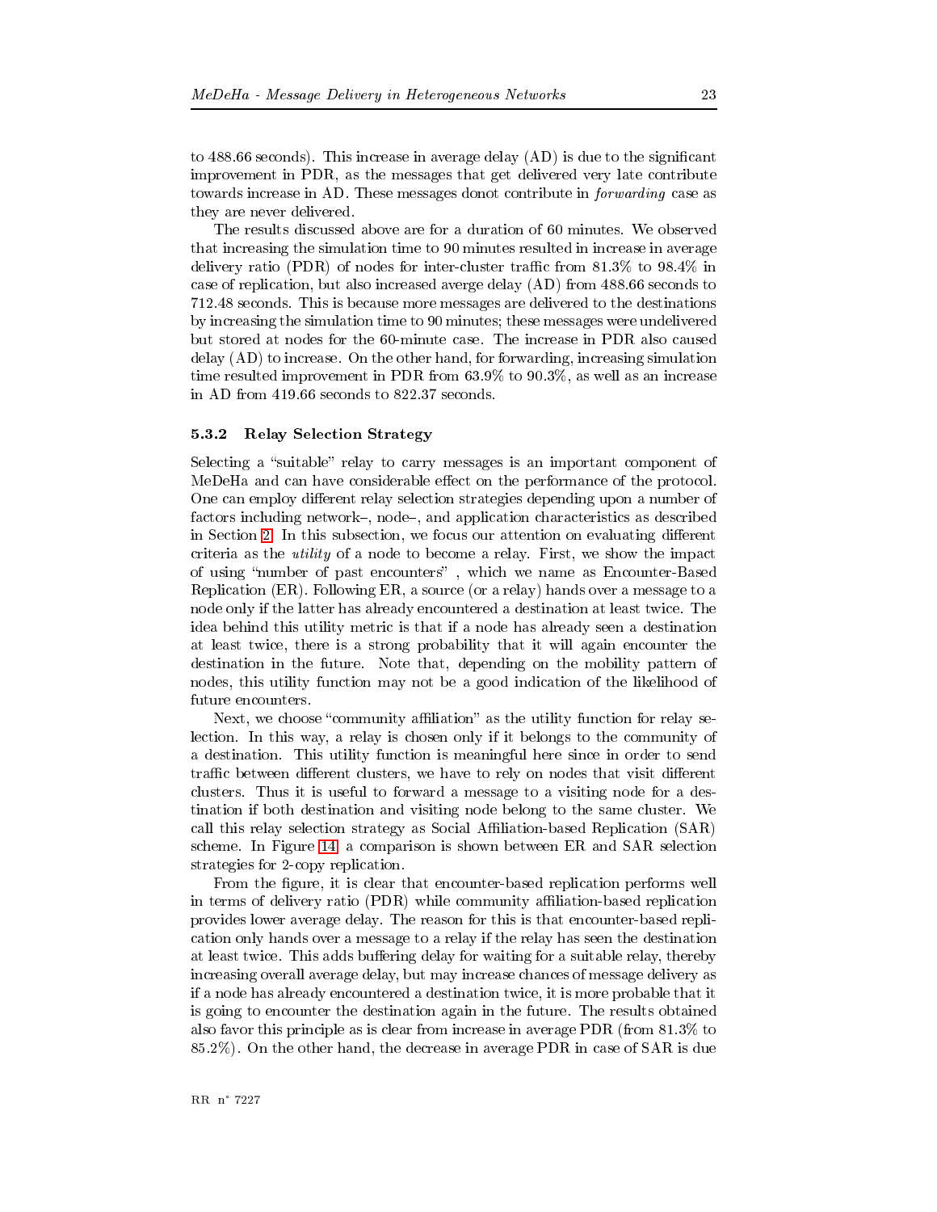to 488.66 seconds). This increase in average delay (AD) is due to the significant improvement in PDR, as the messages that get delivered very late contribute towards increase in AD. These messages donot contribute in *forwarding* case as they are never delivered.

The results discussed above are for a duration of 60 minutes. We observed that increasing the simulation time to 90 minutes resulted in increase in average delivery ratio (PDR) of nodes for inter-cluster traffic from 81.3% to 98.4% in case of replication, but also increased averge delay (AD) from 488.66 seconds to 712.48 seconds. This is because more messages are delivered to the destinations by increasing the simulation time to 90 minutes; these messages were undelivered but stored at nodes for the 60-minute case. The increase in PDR also caused delay (AD) to increase. On the other hand, for forwarding, increasing simulation time resulted improvement in PDR from 63.9% to 90.3%, as well as an increase in AD from 419.66 seconds to 822.37 seconds.

### 5.3.2 Relay Selection Strategy

Selecting a "suitable" relay to carry messages is an important component of MeDeHa and can have considerable effect on the performance of the protocol. One can employ different relay selection strategies depending upon a number of factors including network–, node–, and application characteristics as described in Section 2. In this subsection, we focus our attention on evaluating different criteria as the *utility* of a node to become a relay. First, we show the impact of using "number of past encounters" , which we name as Encounter-Based Replication (ER). Following ER, a source (or a relay) hands over a message to a node only if the latter has already encountered a destination at least twice. The idea behind this utility metric is that if a node has already seen a destination at least twice, there is a strong probability that it will again encounter the destination in the future. Note that, depending on the mobility pattern of nodes, this utility function may not be a good indication of the likelihood of future encounters.

Next, we choose "community affiliation" as the utility function for relay selection. In this way, a relay is chosen only if it belongs to the community of a destination. This utility function is meaningful here since in order to send traffic between different clusters, we have to rely on nodes that visit different clusters. Thus it is useful to forward a message to a visiting node for a destination if both destination and visiting node belong to the same cluster. We call this relay selection strategy as Social Affiliation-based Replication (SAR) scheme. In Figure 14, a comparison is shown between ER and SAR selection strategies for 2-copy replication.

From the figure, it is clear that encounter-based replication performs well in terms of delivery ratio (PDR) while community affiliation-based replication provides lower average delay. The reason for this is that encounter-based replication only hands over a message to a relay if the relay has seen the destination at least twice. This adds buffering delay for waiting for a suitable relay, thereby increasing overall average delay, but may increase chances of message delivery as if a node has already encountered a destination twice, it is more probable that it is going to encounter the destination again in the future. The results obtained also favor this principle as is clear from increase in average PDR (from 81.3% to 85.2%). On the other hand, the decrease in average PDR in case of SAR is due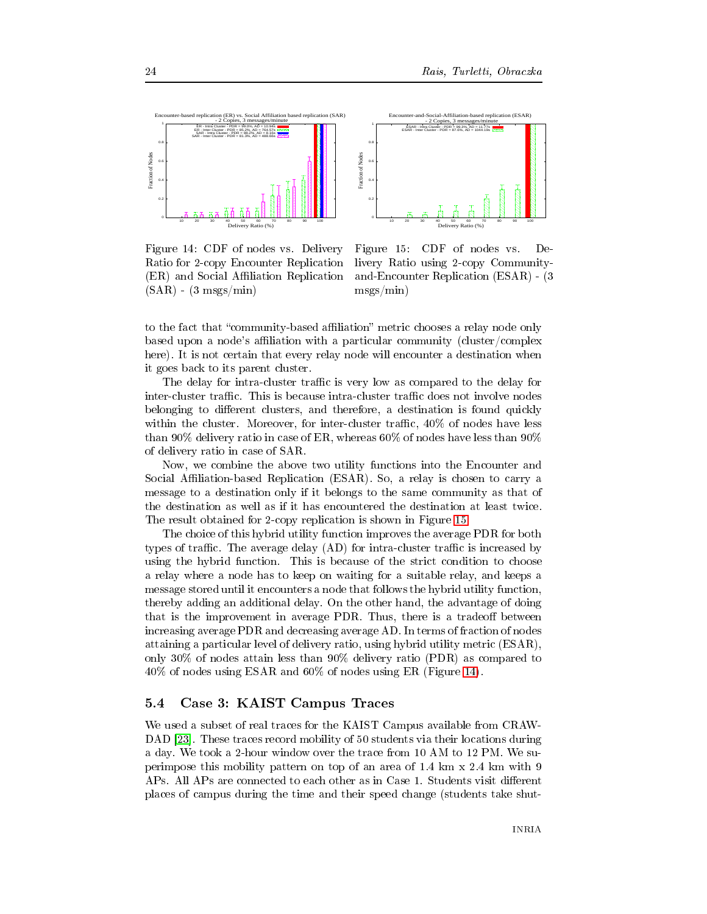Figure 14: CDF of nodes vs. Delivery Ratio for 2-copy Encounter Replication (ER) and Social Affiliation Replication (SAR) - (3 msgs/min)

Figure 15: CDF of nodes vs. Delivery Ratio using 2-copy Community-and-Encounter Replication (ESAR) - (3 msgs/min)

to the fact that "community-based affiliation" metric chooses a relay node only based upon a node's affiliation with a particular community (cluster/complex here). It is not certain that every relay node will encounter a destination when it goes back to its parent cluster.

The delay for intra-cluster traffic is very low as compared to the delay for inter-cluster traffic. This is because intra-cluster traffic does not involve nodes belonging to different clusters, and therefore, a destination is found quickly within the cluster. Moreover, for inter-cluster traffic, 40% of nodes have less than 90% delivery ratio in case of ER, whereas 60% of nodes have less than 90% of delivery ratio in case of SAR.

Now, we combine the above two utility functions into the Encounter and Social Affiliation-based Replication (ESAR). So, a relay is chosen to carry a message to a destination only if it belongs to the same community as that of the destination as well as if it has encountered the destination at least twice. The result obtained for 2-copy replication is shown in Figure 15.

The choice of this hybrid utility function improves the average PDR for both types of traffic. The average delay (AD) for intra-cluster traffic is increased by using the hybrid function. This is because of the strict condition to choose a relay where a node has to keep on waiting for a suitable relay, and keeps a message stored until it encounters a node that follows the hybrid utility function, thereby adding an additional delay. On the other hand, the advantage of doing that is the improvement in average PDR. Thus, there is a tradeoff between increasing average PDR and decreasing average AD. In terms of fraction of nodes attaining a particular level of delivery ratio, using hybrid utility metric (ESAR), only 30% of nodes attain less than 90% delivery ratio (PDR) as compared to 40% of nodes using ESAR and 60% of nodes using ER (Figure 14).

### 5.4 Case 3: KAIST Campus Traces

We used a subset of real traces for the KAIST Campus available from CRAWDAD [23]. These traces record mobility of 50 students via their locations during a day. We took a 2-hour window over the trace from 10 AM to 12 PM. We superimpose this mobility pattern on top of an area of 1.4 km x 2.4 km with 9 APs. All APs are connected to each other as in Case 1. Students visit different places of campus during the time and their speed change (students take shut-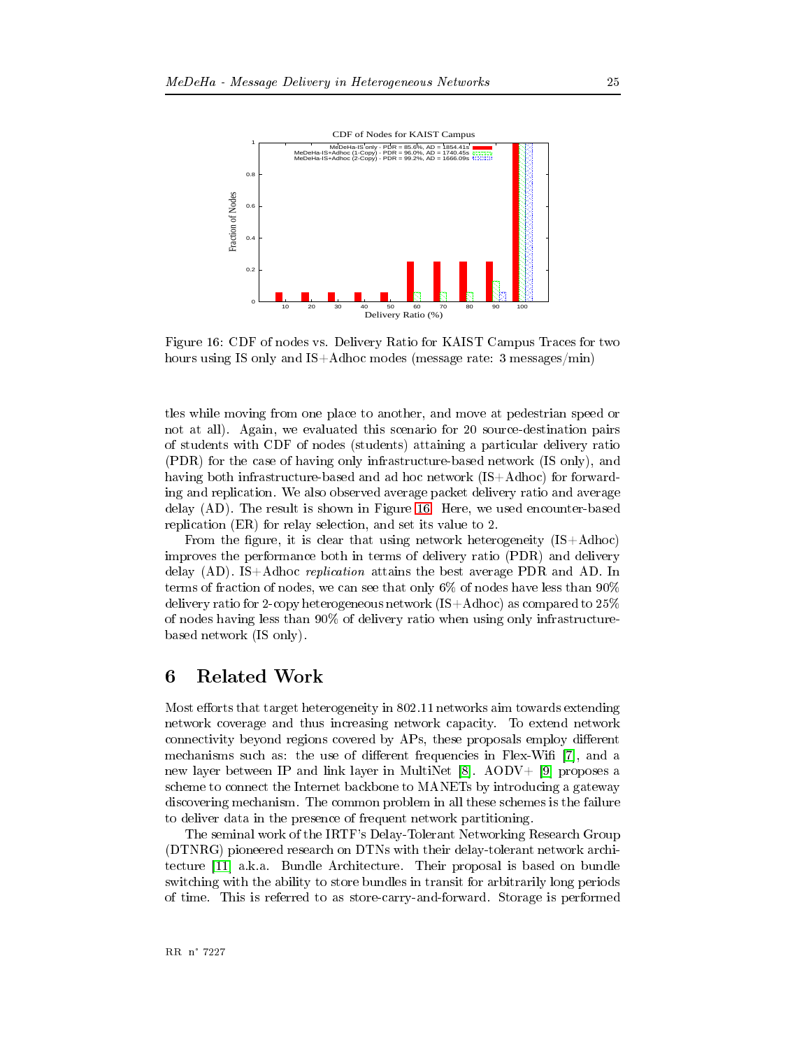Figure 16: CDF of nodes vs. Delivery Ratio for KAIST Campus Traces for two hours using IS only and IS+Adhoc modes (message rate: 3 messages/min)

tles while moving from one place to another, and move at pedestrian speed or not at all). Again, we evaluated this scenario for 20 source-destination pairs of students with CDF of nodes (students) attaining a particular delivery ratio (PDR) for the case of having only infrastructure-based network (IS only), and having both infrastructure-based and ad hoc network (IS+Adhoc) for forwarding and replication. We also observed average packet delivery ratio and average delay (AD). The result is shown in Figure 16. Here, we used encounter-based replication (ER) for relay selection, and set its value to 2.

From the figure, it is clear that using network heterogeneity (IS+Adhoc) improves the performance both in terms of delivery ratio (PDR) and delivery delay (AD). IS+Adhoc *replication* attains the best average PDR and AD. In terms of fraction of nodes, we can see that only 6% of nodes have less than 90% delivery ratio for 2-copy heterogeneous network (IS+Adhoc) as compared to 25% of nodes having less than 90% of delivery ratio when using only infrastructure-based network (IS only).

## 6 Related Work

Most efforts that target heterogeneity in 802.11 networks aim towards extending network coverage and thus increasing network capacity. To extend network connectivity beyond regions covered by APs, these proposals employ different mechanisms such as: the use of different frequencies in Flex-Wifi [7], and a new layer between IP and link layer in MultiNet [8]. AODV+ [9] proposes a scheme to connect the Internet backbone to MANETs by introducing a gateway discovering mechanism. The common problem in all these schemes is the failure to deliver data in the presence of frequent network partitioning.

The seminal work of the IRTF's Delay-Tolerant Networking Research Group (DTNRG) pioneered research on DTNs with their delay-tolerant network architecture [11] a.k.a. Bundle Architecture. Their proposal is based on bundle switching with the ability to store bundles in transit for arbitrarily long periods of time. This is referred to as store-carry-and-forward. Storage is performed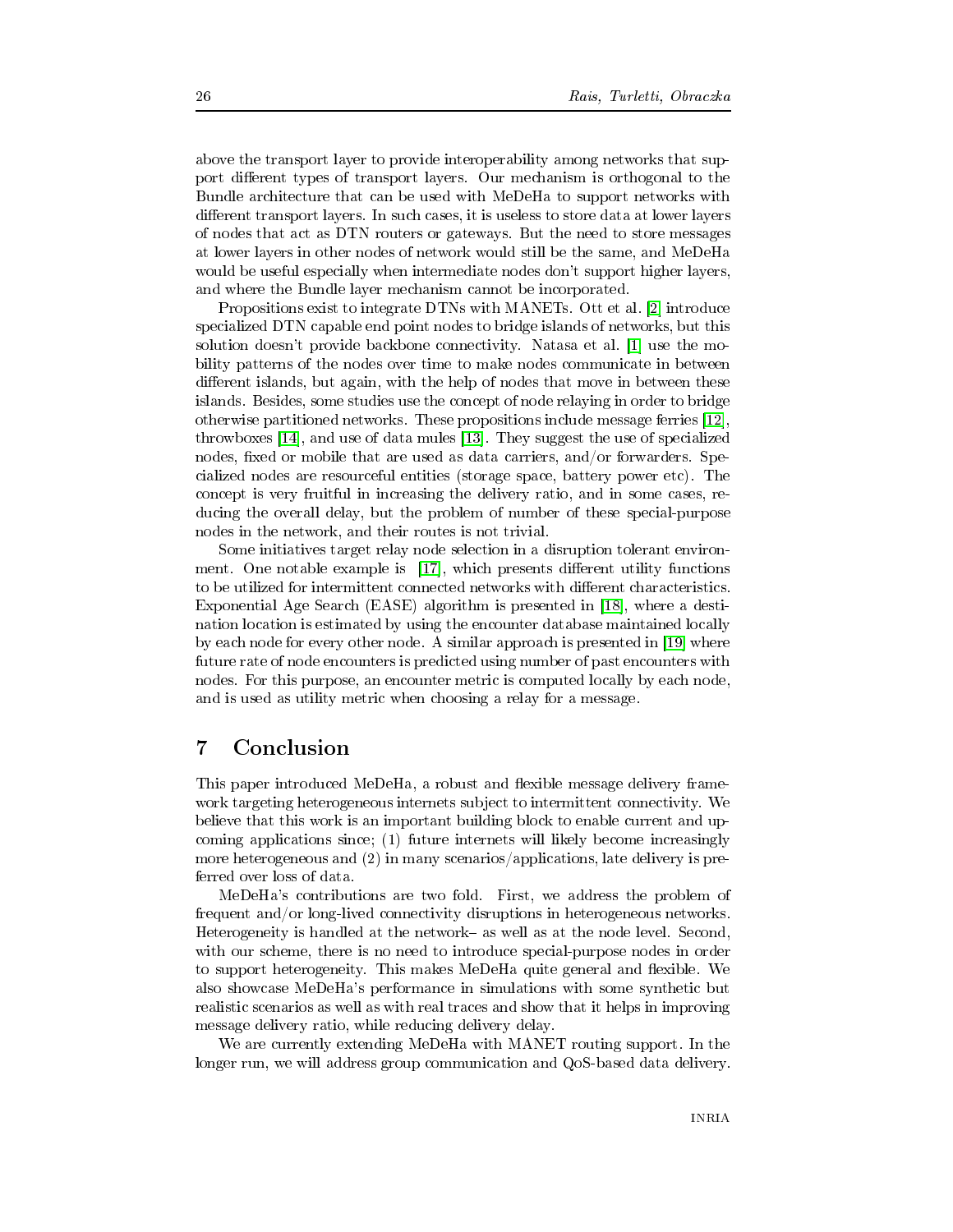above the transport layer to provide interoperability among networks that support different types of transport layers. Our mechanism is orthogonal to the Bundle architecture that can be used with MeDeHa to support networks with different transport layers. In such cases, it is useless to store data at lower layers of nodes that act as DTN routers or gateways. But the need to store messages at lower layers in other nodes of network would still be the same, and MeDeHa would be useful especially when intermediate nodes don't support higher layers, and where the Bundle layer mechanism cannot be incorporated.

Propositions exist to integrate DTNs with MANETs. Ott et al. [2] introduce specialized DTN capable end point nodes to bridge islands of networks, but this solution doesn't provide backbone connectivity. Natasa et al. [1] use the mobility patterns of the nodes over time to make nodes communicate in between different islands, but again, with the help of nodes that move in between these islands. Besides, some studies use the concept of node relaying in order to bridge otherwise partitioned networks. These propositions include message ferries [12], throwboxes [14], and use of data mules [13]. They suggest the use of specialized nodes, fixed or mobile that are used as data carriers, and/or forwarders. Specialized nodes are resourceful entities (storage space, battery power etc). The concept is very fruitful in increasing the delivery ratio, and in some cases, reducing the overall delay, but the problem of number of these special-purpose nodes in the network, and their routes is not trivial.

Some initiatives target relay node selection in a disruption tolerant environment. One notable example is [17], which presents different utility functions to be utilized for intermittent connected networks with different characteristics. Exponential Age Search (EASE) algorithm is presented in [18], where a destination location is estimated by using the encounter database maintained locally by each node for every other node. A similar approach is presented in [19] where future rate of node encounters is predicted using number of past encounters with nodes. For this purpose, an encounter metric is computed locally by each node, and is used as utility metric when choosing a relay for a message.

# 7 Conclusion

This paper introduced MeDeHa, a robust and flexible message delivery framework targeting heterogeneous internets subject to intermittent connectivity. We believe that this work is an important building block to enable current and upcoming applications since; (1) future internets will likely become increasingly more heterogeneous and (2) in many scenarios/applications, late delivery is preferred over loss of data.

MeDeHa's contributions are two fold. First, we address the problem of frequent and/or long-lived connectivity disruptions in heterogeneous networks. Heterogeneity is handled at the network– as well as at the node level. Second, with our scheme, there is no need to introduce special-purpose nodes in order to support heterogeneity. This makes MeDeHa quite general and flexible. We also showcase MeDeHa's performance in simulations with some synthetic but realistic scenarios as well as with real traces and show that it helps in improving message delivery ratio, while reducing delivery delay.

We are currently extending MeDeHa with MANET routing support. In the longer run, we will address group communication and QoS-based data delivery.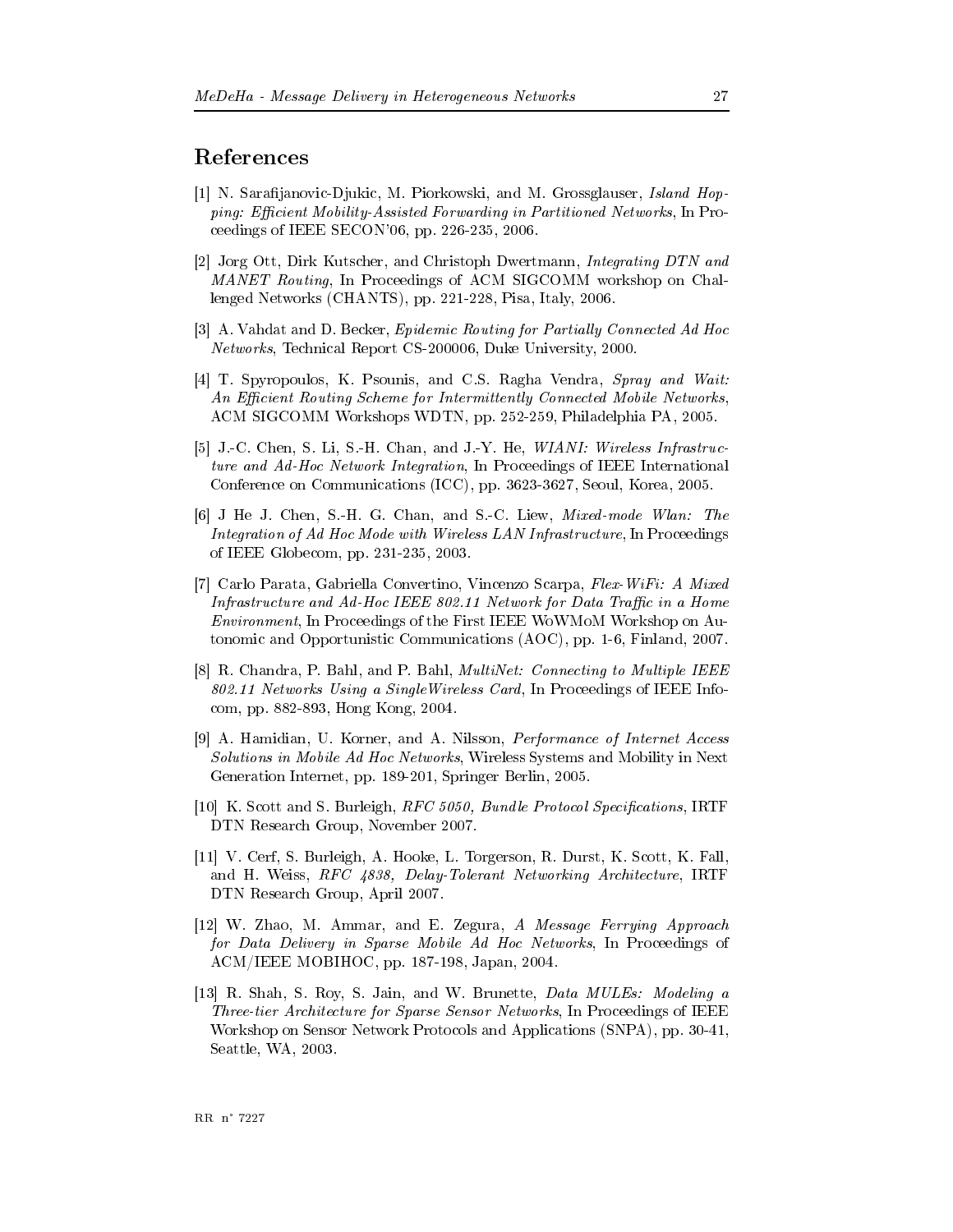# References

[1] N. Sarafijanovic-Djukic, M. Piorkowski, and M. Grossglauser, *Island Hopping: Efficient Mobility-Assisted Forwarding in Partitioned Networks*, In Proceedings of IEEE SECON'06, pp. 226-235, 2006.

[2] Jorg Ott, Dirk Kutscher, and Christoph Dwertmann, *Integrating DTN and MANET Routing*, In Proceedings of ACM SIGCOMM workshop on Challenged Networks (CHANTS), pp. 221-228, Pisa, Italy, 2006.

[3] A. Vahdat and D. Becker, *Epidemic Routing for Partially Connected Ad Hoc Networks*, Technical Report CS-200006, Duke University, 2000.

[4] T. Spyropoulos, K. Psounis, and C.S. Ragha Vendra, *Spray and Wait: An Efficient Routing Scheme for Intermittently Connected Mobile Networks*, ACM SIGCOMM Workshops WDTN, pp. 252-259, Philadelphia PA, 2005.

[5] J.-C. Chen, S. Li, S.-H. Chan, and J.-Y. He, *WIANI: Wireless Infrastructure and Ad-Hoc Network Integration*, In Proceedings of IEEE International Conference on Communications (ICC), pp. 3623-3627, Seoul, Korea, 2005.

[6] J He J. Chen, S.-H. G. Chan, and S.-C. Liew, *Mixed-mode Wlan: The Integration of Ad Hoc Mode with Wireless LAN Infrastructure*, In Proceedings of IEEE Globecom, pp. 231-235, 2003.

[7] Carlo Parata, Gabriella Convertino, Vincenzo Scarpa, *Flex-WiFi: A Mixed Infrastructure and Ad-Hoc IEEE 802.11 Network for Data Traffic in a Home Environment*, In Proceedings of the First IEEE WoWMoM Workshop on Autonomic and Opportunistic Communications (AOC), pp. 1-6, Finland, 2007.

[8] R. Chandra, P. Bahl, and P. Bahl, *MultiNet: Connecting to Multiple IEEE 802.11 Networks Using a SingleWireless Card*, In Proceedings of IEEE Infocom, pp. 882-893, Hong Kong, 2004.

[9] A. Hamidian, U. Korner, and A. Nilsson, *Performance of Internet Access Solutions in Mobile Ad Hoc Networks*, Wireless Systems and Mobility in Next Generation Internet, pp. 189-201, Springer Berlin, 2005.

[10] K. Scott and S. Burleigh, *RFC 5050, Bundle Protocol Specifications*, IRTF DTN Research Group, November 2007.

[11] V. Cerf, S. Burleigh, A. Hooke, L. Torgerson, R. Durst, K. Scott, K. Fall, and H. Weiss, *RFC 4838, Delay-Tolerant Networking Architecture*, IRTF DTN Research Group, April 2007.

[12] W. Zhao, M. Ammar, and E. Zegura, *A Message Ferrying Approach for Data Delivery in Sparse Mobile Ad Hoc Networks*, In Proceedings of ACM/IEEE MOBIHOC, pp. 187-198, Japan, 2004.

[13] R. Shah, S. Roy, S. Jain, and W. Brunette, *Data MULEs: Modeling a Three-tier Architecture for Sparse Sensor Networks*, In Proceedings of IEEE Workshop on Sensor Network Protocols and Applications (SNPA), pp. 30-41, Seattle, WA, 2003.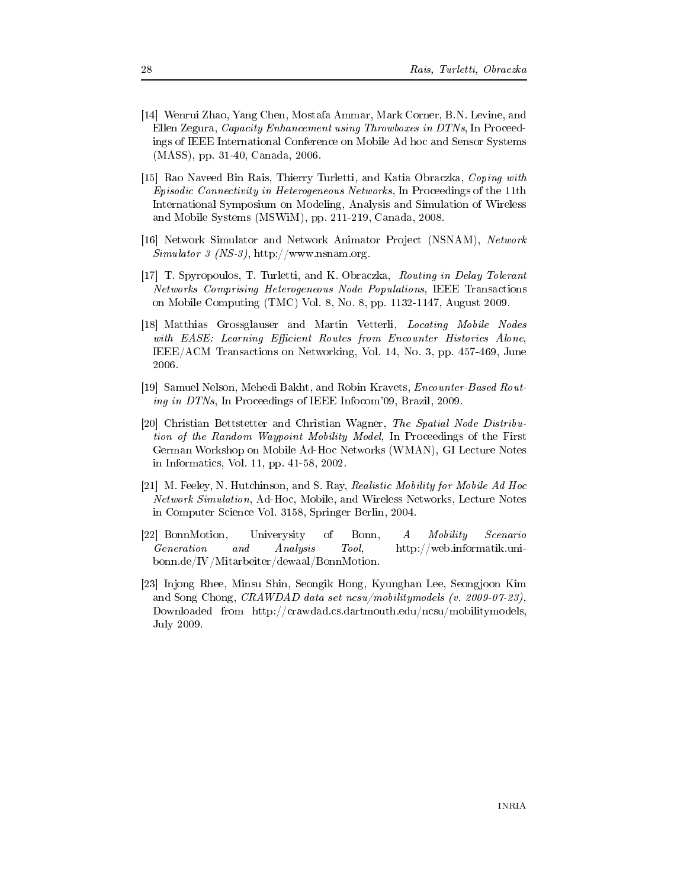[14] Wenrui Zhao, Yang Chen, Mostafa Ammar, Mark Corner, B.N. Levine, and Ellen Zegura, *Capacity Enhancement using Throwboxes in DTNs*, In Proceedings of IEEE International Conference on Mobile Ad hoc and Sensor Systems (MASS), pp. 31-40, Canada, 2006.

[15] Rao Naveed Bin Rais, Thierry Turletti, and Katia Obraczka, *Coping with Episodic Connectivity in Heterogeneous Networks*, In Proceedings of the 11th International Symposium on Modeling, Analysis and Simulation of Wireless and Mobile Systems (MSWiM), pp. 211-219, Canada, 2008.

[16] Network Simulator and Network Animator Project (NSNAM), *Network Simulator 3 (NS-3)*, http://www.nsnam.org.

[17] T. Spyropoulos, T. Turletti, and K. Obraczka, *Routing in Delay Tolerant Networks Comprising Heterogeneous Node Populations*, IEEE Transactions on Mobile Computing (TMC) Vol. 8, No. 8, pp. 1132-1147, August 2009.

[18] Matthias Grossglauser and Martin Vetterli, *Locating Mobile Nodes with EASE: Learning Efficient Routes from Encounter Histories Alone*, IEEE/ACM Transactions on Networking, Vol. 14, No. 3, pp. 457-469, June 2006.

[19] Samuel Nelson, Mehedi Bakht, and Robin Kravets, *Encounter-Based Routing in DTNs*, In Proceedings of IEEE Infocom'09, Brazil, 2009.

[20] Christian Bettstetter and Christian Wagner, *The Spatial Node Distribution of the Random Waypoint Mobility Model*, In Proceedings of the First German Workshop on Mobile Ad-Hoc Networks (WMAN), GI Lecture Notes in Informatics, Vol. 11, pp. 41-58, 2002.

[21] M. Feeley, N. Hutchinson, and S. Ray, *Realistic Mobility for Mobile Ad Hoc Network Simulation*, Ad-Hoc, Mobile, and Wireless Networks, Lecture Notes in Computer Science Vol. 3158, Springer Berlin, 2004.

[22] BonnMotion, Univerysity of Bonn, *A Mobility Scenario Generation and Analysis Tool*, http://web.informatik.uni-bonn.de/IV/Mitarbeiter/dewaal/BonnMotion.

[23] Injong Rhee, Minsu Shin, Seongik Hong, Kyunghan Lee, Seongjoon Kim and Song Chong, *CRAWDAD data set ncsu/mobilitymodels (v. 2009-07-23)*, Downloaded from http://crawdad.cs.dartmouth.edu/ncsu/mobilitymodels, July 2009.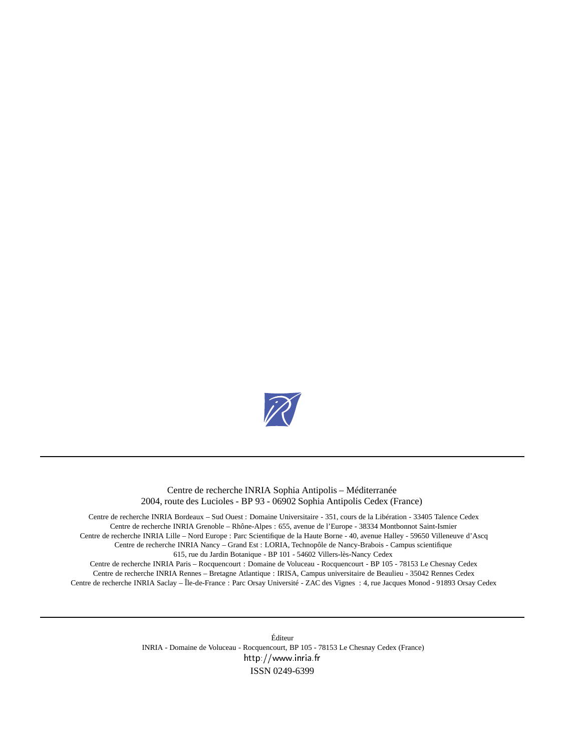Centre de recherche INRIA Sophia Antipolis – Méditerranée
2004, route des Lucioles - BP 93 - 06902 Sophia Antipolis Cedex (France)

Centre de recherche INRIA Bordeaux – Sud Ouest : Domaine Universitaire - 351, cours de la Libération - 33405 Talence Cedex
Centre de recherche INRIA Grenoble – Rhône-Alpes : 655, avenue de l'Europe - 38334 Montbonnot Saint-Ismier
Centre de recherche INRIA Lille – Nord Europe : Parc Scientifique de la Haute Borne - 40, avenue Halley - 59650 Villeneuve d'Ascq
Centre de recherche INRIA Nancy – Grand Est : LORIA, Technopôle de Nancy-Brabois - Campus scientifique
615, rue du Jardin Botanique - BP 101 - 54602 Villers-lès-Nancy Cedex
Centre de recherche INRIA Paris – Rocquencourt : Domaine de Voluceau - Rocquencourt - BP 105 - 78153 Le Chesnay Cedex
Centre de recherche INRIA Rennes – Bretagne Atlantique : IRISA, Campus universitaire de Beaulieu - 35042 Rennes Cedex
Centre de recherche INRIA Saclay – Île-de-France : Parc Orsay Université - ZAC des Vignes : 4, rue Jacques Monod - 91893 Orsay Cedex

---

Éditeur
INRIA - Domaine de Voluceau - Rocquencourt, BP 105 - 78153 Le Chesnay Cedex (France)
http://www.inria.fr
ISSN 0249-6399